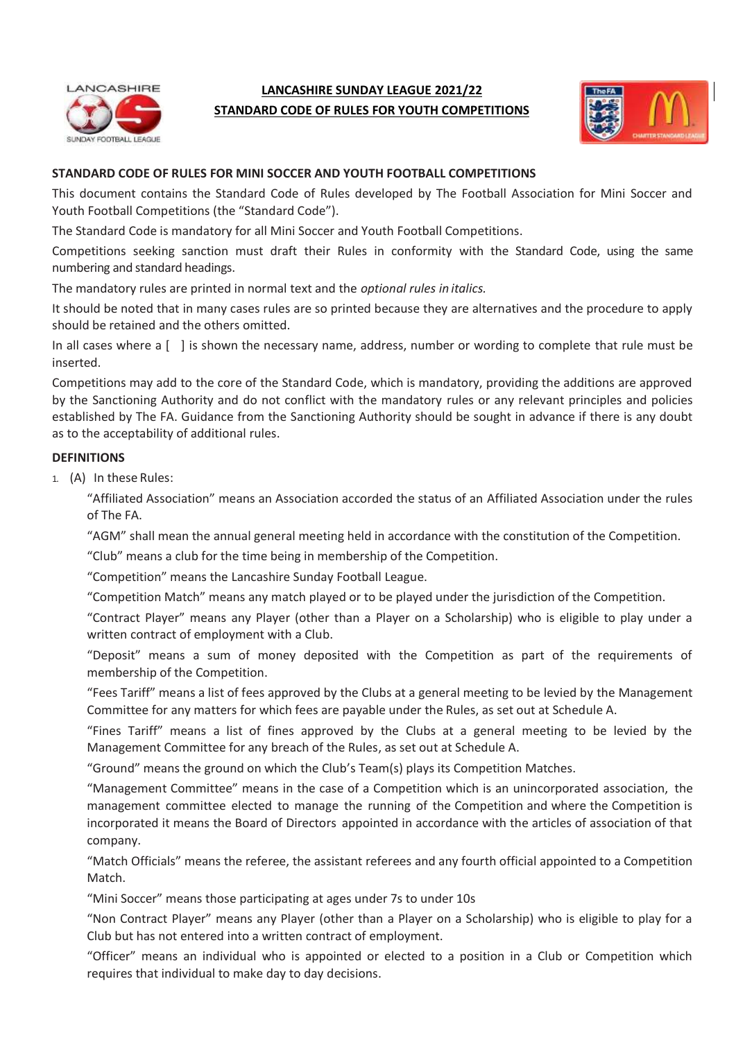# LANCASHIRE SUNDAY LEAGUE 2021/22

## STANDARD CODE OF RULES FOR YOUTH COMPETITIONS

**STANDARD CODE OF RULES FOR MINI SOCCER AND YOUTH FOOTBALL COMPETITIONS**

This document contains the Standard Code of Rules developed by The Football Association for Mini Soccer and Youth Football Competitions (the "Standard Code").

The Standard Code is mandatory for all Mini Soccer and Youth Football Competitions.

Competitions seeking sanction must draft their Rules in conformity with the Standard Code, using the same numbering and standard headings.

The mandatory rules are printed in normal text and the *optional rules in italics.*

It should be noted that in many cases rules are so printed because they are alternatives and the procedure to apply should be retained and the others omitted.

In all cases where a [ ] is shown the necessary name, address, number or wording to complete that rule must be inserted.

Competitions may add to the core of the Standard Code, which is mandatory, providing the additions are approved by the Sanctioning Authority and do not conflict with the mandatory rules or any relevant principles and policies established by The FA. Guidance from the Sanctioning Authority should be sought in advance if there is any doubt as to the acceptability of additional rules.

**DEFINITIONS**

1. (A) In these Rules:

   "Affiliated Association" means an Association accorded the status of an Affiliated Association under the rules of The FA.

   "AGM" shall mean the annual general meeting held in accordance with the constitution of the Competition.

   "Club" means a club for the time being in membership of the Competition.

   "Competition" means the Lancashire Sunday Football League.

   "Competition Match" means any match played or to be played under the jurisdiction of the Competition.

   "Contract Player" means any Player (other than a Player on a Scholarship) who is eligible to play under a written contract of employment with a Club.

   "Deposit" means a sum of money deposited with the Competition as part of the requirements of membership of the Competition.

   "Fees Tariff" means a list of fees approved by the Clubs at a general meeting to be levied by the Management Committee for any matters for which fees are payable under the Rules, as set out at Schedule A.

   "Fines Tariff" means a list of fines approved by the Clubs at a general meeting to be levied by the Management Committee for any breach of the Rules, as set out at Schedule A.

   "Ground" means the ground on which the Club's Team(s) plays its Competition Matches.

   "Management Committee" means in the case of a Competition which is an unincorporated association, the management committee elected to manage the running of the Competition and where the Competition is incorporated it means the Board of Directors appointed in accordance with the articles of association of that company.

   "Match Officials" means the referee, the assistant referees and any fourth official appointed to a Competition Match.

   "Mini Soccer" means those participating at ages under 7s to under 10s

   "Non Contract Player" means any Player (other than a Player on a Scholarship) who is eligible to play for a Club but has not entered into a written contract of employment.

   "Officer" means an individual who is appointed or elected to a position in a Club or Competition which requires that individual to make day to day decisions.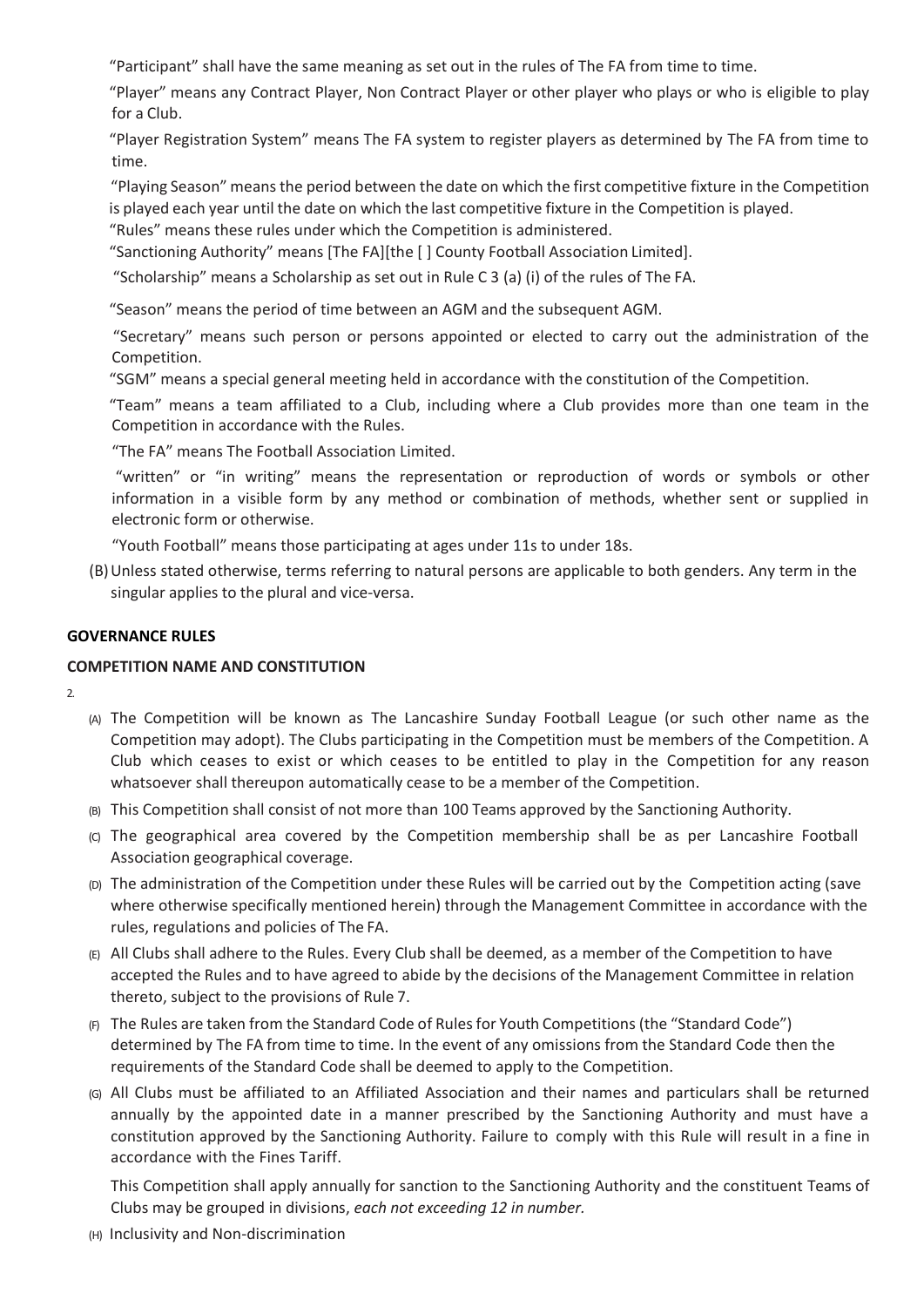"Participant" shall have the same meaning as set out in the rules of The FA from time to time.

"Player" means any Contract Player, Non Contract Player or other player who plays or who is eligible to play for a Club.

"Player Registration System" means The FA system to register players as determined by The FA from time to time.

"Playing Season" means the period between the date on which the first competitive fixture in the Competition is played each year until the date on which the last competitive fixture in the Competition is played.

"Rules" means these rules under which the Competition is administered.

"Sanctioning Authority" means [The FA][the [ ] County Football Association Limited].

"Scholarship" means a Scholarship as set out in Rule C 3 (a) (i) of the rules of The FA.

"Season" means the period of time between an AGM and the subsequent AGM.

"Secretary" means such person or persons appointed or elected to carry out the administration of the Competition.

"SGM" means a special general meeting held in accordance with the constitution of the Competition.

"Team" means a team affiliated to a Club, including where a Club provides more than one team in the Competition in accordance with the Rules.

"The FA" means The Football Association Limited.

"written" or "in writing" means the representation or reproduction of words or symbols or other information in a visible form by any method or combination of methods, whether sent or supplied in electronic form or otherwise.

"Youth Football" means those participating at ages under 11s to under 18s.

(B) Unless stated otherwise, terms referring to natural persons are applicable to both genders. Any term in the singular applies to the plural and vice-versa.

**GOVERNANCE RULES**

**COMPETITION NAME AND CONSTITUTION**

2.

(A) The Competition will be known as The Lancashire Sunday Football League (or such other name as the Competition may adopt). The Clubs participating in the Competition must be members of the Competition. A Club which ceases to exist or which ceases to be entitled to play in the Competition for any reason whatsoever shall thereupon automatically cease to be a member of the Competition.

(B) This Competition shall consist of not more than 100 Teams approved by the Sanctioning Authority.

(C) The geographical area covered by the Competition membership shall be as per Lancashire Football Association geographical coverage.

(D) The administration of the Competition under these Rules will be carried out by the Competition acting (save where otherwise specifically mentioned herein) through the Management Committee in accordance with the rules, regulations and policies of The FA.

(E) All Clubs shall adhere to the Rules. Every Club shall be deemed, as a member of the Competition to have accepted the Rules and to have agreed to abide by the decisions of the Management Committee in relation thereto, subject to the provisions of Rule 7.

(F) The Rules are taken from the Standard Code of Rules for Youth Competitions (the "Standard Code") determined by The FA from time to time. In the event of any omissions from the Standard Code then the requirements of the Standard Code shall be deemed to apply to the Competition.

(G) All Clubs must be affiliated to an Affiliated Association and their names and particulars shall be returned annually by the appointed date in a manner prescribed by the Sanctioning Authority and must have a constitution approved by the Sanctioning Authority. Failure to comply with this Rule will result in a fine in accordance with the Fines Tariff.

This Competition shall apply annually for sanction to the Sanctioning Authority and the constituent Teams of Clubs may be grouped in divisions, *each not exceeding 12 in number.*

(H) Inclusivity and Non-discrimination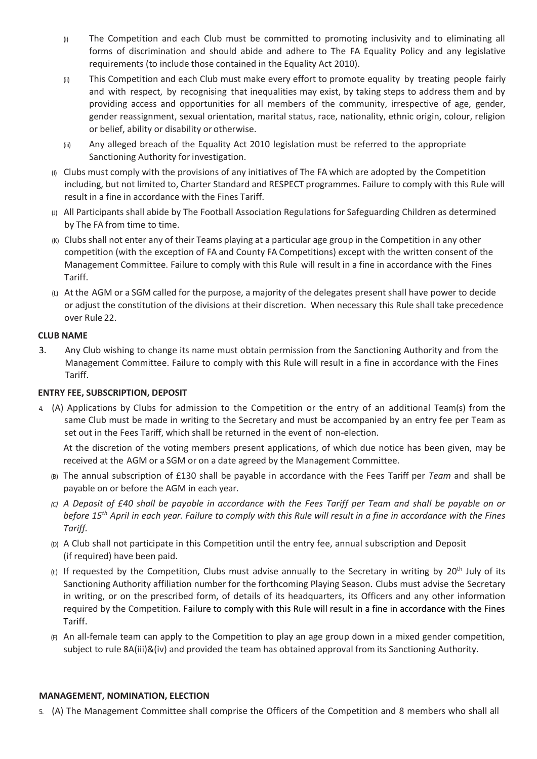(i) The Competition and each Club must be committed to promoting inclusivity and to eliminating all forms of discrimination and should abide and adhere to The FA Equality Policy and any legislative requirements (to include those contained in the Equality Act 2010).

(ii) This Competition and each Club must make every effort to promote equality by treating people fairly and with respect, by recognising that inequalities may exist, by taking steps to address them and by providing access and opportunities for all members of the community, irrespective of age, gender, gender reassignment, sexual orientation, marital status, race, nationality, ethnic origin, colour, religion or belief, ability or disability or otherwise.

(iii) Any alleged breach of the Equality Act 2010 legislation must be referred to the appropriate Sanctioning Authority for investigation.

(I) Clubs must comply with the provisions of any initiatives of The FA which are adopted by the Competition including, but not limited to, Charter Standard and RESPECT programmes. Failure to comply with this Rule will result in a fine in accordance with the Fines Tariff.

(J) All Participants shall abide by The Football Association Regulations for Safeguarding Children as determined by The FA from time to time.

(K) Clubs shall not enter any of their Teams playing at a particular age group in the Competition in any other competition (with the exception of FA and County FA Competitions) except with the written consent of the Management Committee. Failure to comply with this Rule will result in a fine in accordance with the Fines Tariff.

(L) At the AGM or a SGM called for the purpose, a majority of the delegates present shall have power to decide or adjust the constitution of the divisions at their discretion. When necessary this Rule shall take precedence over Rule 22.

**CLUB NAME**

3. Any Club wishing to change its name must obtain permission from the Sanctioning Authority and from the Management Committee. Failure to comply with this Rule will result in a fine in accordance with the Fines Tariff.

**ENTRY FEE, SUBSCRIPTION, DEPOSIT**

4. (A) Applications by Clubs for admission to the Competition or the entry of an additional Team(s) from the same Club must be made in writing to the Secretary and must be accompanied by an entry fee per Team as set out in the Fees Tariff, which shall be returned in the event of non-election.

   At the discretion of the voting members present applications, of which due notice has been given, may be received at the AGM or a SGM or on a date agreed by the Management Committee.

   (B) The annual subscription of £130 shall be payable in accordance with the Fees Tariff per *Team* and shall be payable on or before the AGM in each year.

   *(C) A Deposit of £40 shall be payable in accordance with the Fees Tariff per Team and shall be payable on or before 15th April in each year. Failure to comply with this Rule will result in a fine in accordance with the Fines Tariff.*

   (D) A Club shall not participate in this Competition until the entry fee, annual subscription and Deposit (if required) have been paid.

   (E) If requested by the Competition, Clubs must advise annually to the Secretary in writing by 20th July of its Sanctioning Authority affiliation number for the forthcoming Playing Season. Clubs must advise the Secretary in writing, or on the prescribed form, of details of its headquarters, its Officers and any other information required by the Competition. Failure to comply with this Rule will result in a fine in accordance with the Fines Tariff.

   (F) An all-female team can apply to the Competition to play an age group down in a mixed gender competition, subject to rule 8A(iii)&(iv) and provided the team has obtained approval from its Sanctioning Authority.

**MANAGEMENT, NOMINATION, ELECTION**

5. (A) The Management Committee shall comprise the Officers of the Competition and 8 members who shall all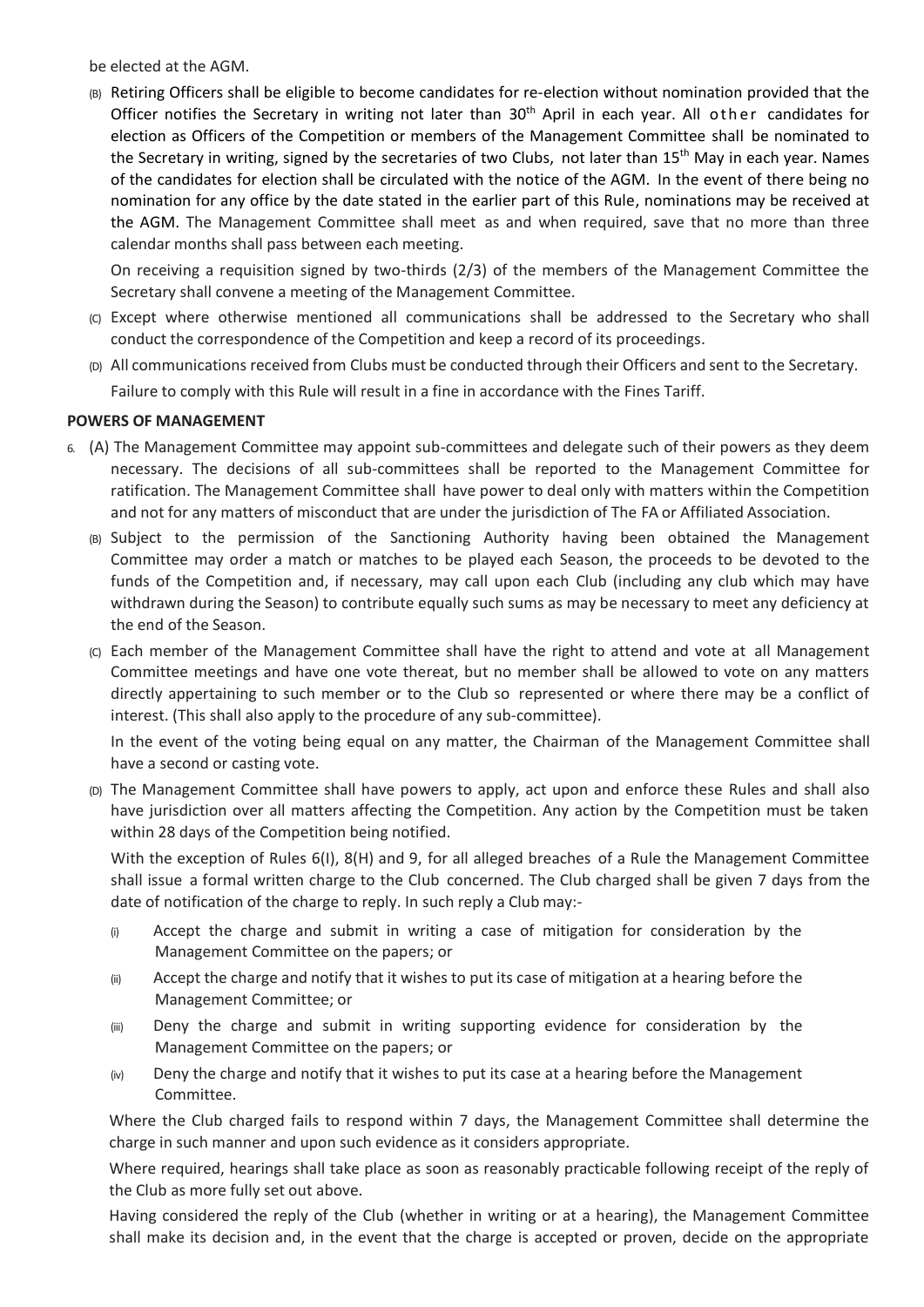be elected at the AGM.

(B) Retiring Officers shall be eligible to become candidates for re-election without nomination provided that the Officer notifies the Secretary in writing not later than 30th April in each year. All other candidates for election as Officers of the Competition or members of the Management Committee shall be nominated to the Secretary in writing, signed by the secretaries of two Clubs, not later than 15th May in each year. Names of the candidates for election shall be circulated with the notice of the AGM. In the event of there being no nomination for any office by the date stated in the earlier part of this Rule, nominations may be received at the AGM. The Management Committee shall meet as and when required, save that no more than three calendar months shall pass between each meeting.

On receiving a requisition signed by two-thirds (2/3) of the members of the Management Committee the Secretary shall convene a meeting of the Management Committee.

(C) Except where otherwise mentioned all communications shall be addressed to the Secretary who shall conduct the correspondence of the Competition and keep a record of its proceedings.

(D) All communications received from Clubs must be conducted through their Officers and sent to the Secretary.

Failure to comply with this Rule will result in a fine in accordance with the Fines Tariff.

**POWERS OF MANAGEMENT**

6. (A) The Management Committee may appoint sub-committees and delegate such of their powers as they deem necessary. The decisions of all sub-committees shall be reported to the Management Committee for ratification. The Management Committee shall have power to deal only with matters within the Competition and not for any matters of misconduct that are under the jurisdiction of The FA or Affiliated Association.

(B) Subject to the permission of the Sanctioning Authority having been obtained the Management Committee may order a match or matches to be played each Season, the proceeds to be devoted to the funds of the Competition and, if necessary, may call upon each Club (including any club which may have withdrawn during the Season) to contribute equally such sums as may be necessary to meet any deficiency at the end of the Season.

(C) Each member of the Management Committee shall have the right to attend and vote at all Management Committee meetings and have one vote thereat, but no member shall be allowed to vote on any matters directly appertaining to such member or to the Club so represented or where there may be a conflict of interest. (This shall also apply to the procedure of any sub-committee).

In the event of the voting being equal on any matter, the Chairman of the Management Committee shall have a second or casting vote.

(D) The Management Committee shall have powers to apply, act upon and enforce these Rules and shall also have jurisdiction over all matters affecting the Competition. Any action by the Competition must be taken within 28 days of the Competition being notified.

With the exception of Rules 6(I), 8(H) and 9, for all alleged breaches of a Rule the Management Committee shall issue a formal written charge to the Club concerned. The Club charged shall be given 7 days from the date of notification of the charge to reply. In such reply a Club may:-

(i) Accept the charge and submit in writing a case of mitigation for consideration by the Management Committee on the papers; or

(ii) Accept the charge and notify that it wishes to put its case of mitigation at a hearing before the Management Committee; or

(iii) Deny the charge and submit in writing supporting evidence for consideration by the Management Committee on the papers; or

(iv) Deny the charge and notify that it wishes to put its case at a hearing before the Management Committee.

Where the Club charged fails to respond within 7 days, the Management Committee shall determine the charge in such manner and upon such evidence as it considers appropriate.

Where required, hearings shall take place as soon as reasonably practicable following receipt of the reply of the Club as more fully set out above.

Having considered the reply of the Club (whether in writing or at a hearing), the Management Committee shall make its decision and, in the event that the charge is accepted or proven, decide on the appropriate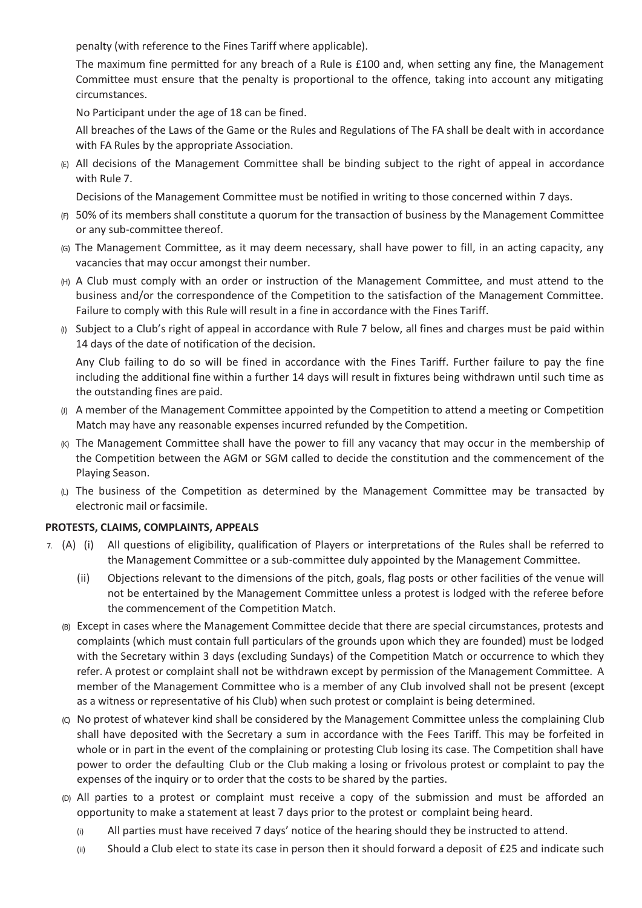penalty (with reference to the Fines Tariff where applicable).

The maximum fine permitted for any breach of a Rule is £100 and, when setting any fine, the Management Committee must ensure that the penalty is proportional to the offence, taking into account any mitigating circumstances.

No Participant under the age of 18 can be fined.

All breaches of the Laws of the Game or the Rules and Regulations of The FA shall be dealt with in accordance with FA Rules by the appropriate Association.

(E) All decisions of the Management Committee shall be binding subject to the right of appeal in accordance with Rule 7.

Decisions of the Management Committee must be notified in writing to those concerned within 7 days.

(F) 50% of its members shall constitute a quorum for the transaction of business by the Management Committee or any sub-committee thereof.

(G) The Management Committee, as it may deem necessary, shall have power to fill, in an acting capacity, any vacancies that may occur amongst their number.

(H) A Club must comply with an order or instruction of the Management Committee, and must attend to the business and/or the correspondence of the Competition to the satisfaction of the Management Committee. Failure to comply with this Rule will result in a fine in accordance with the Fines Tariff.

(I) Subject to a Club's right of appeal in accordance with Rule 7 below, all fines and charges must be paid within 14 days of the date of notification of the decision.

Any Club failing to do so will be fined in accordance with the Fines Tariff. Further failure to pay the fine including the additional fine within a further 14 days will result in fixtures being withdrawn until such time as the outstanding fines are paid.

(J) A member of the Management Committee appointed by the Competition to attend a meeting or Competition Match may have any reasonable expenses incurred refunded by the Competition.

(K) The Management Committee shall have the power to fill any vacancy that may occur in the membership of the Competition between the AGM or SGM called to decide the constitution and the commencement of the Playing Season.

(L) The business of the Competition as determined by the Management Committee may be transacted by electronic mail or facsimile.

**PROTESTS, CLAIMS, COMPLAINTS, APPEALS**

7. (A) (i) All questions of eligibility, qualification of Players or interpretations of the Rules shall be referred to the Management Committee or a sub-committee duly appointed by the Management Committee.

   (ii) Objections relevant to the dimensions of the pitch, goals, flag posts or other facilities of the venue will not be entertained by the Management Committee unless a protest is lodged with the referee before the commencement of the Competition Match.

   (B) Except in cases where the Management Committee decide that there are special circumstances, protests and complaints (which must contain full particulars of the grounds upon which they are founded) must be lodged with the Secretary within 3 days (excluding Sundays) of the Competition Match or occurrence to which they refer. A protest or complaint shall not be withdrawn except by permission of the Management Committee. A member of the Management Committee who is a member of any Club involved shall not be present (except as a witness or representative of his Club) when such protest or complaint is being determined.

   (C) No protest of whatever kind shall be considered by the Management Committee unless the complaining Club shall have deposited with the Secretary a sum in accordance with the Fees Tariff. This may be forfeited in whole or in part in the event of the complaining or protesting Club losing its case. The Competition shall have power to order the defaulting Club or the Club making a losing or frivolous protest or complaint to pay the expenses of the inquiry or to order that the costs to be shared by the parties.

   (D) All parties to a protest or complaint must receive a copy of the submission and must be afforded an opportunity to make a statement at least 7 days prior to the protest or complaint being heard.

   (i) All parties must have received 7 days' notice of the hearing should they be instructed to attend.

   (ii) Should a Club elect to state its case in person then it should forward a deposit of £25 and indicate such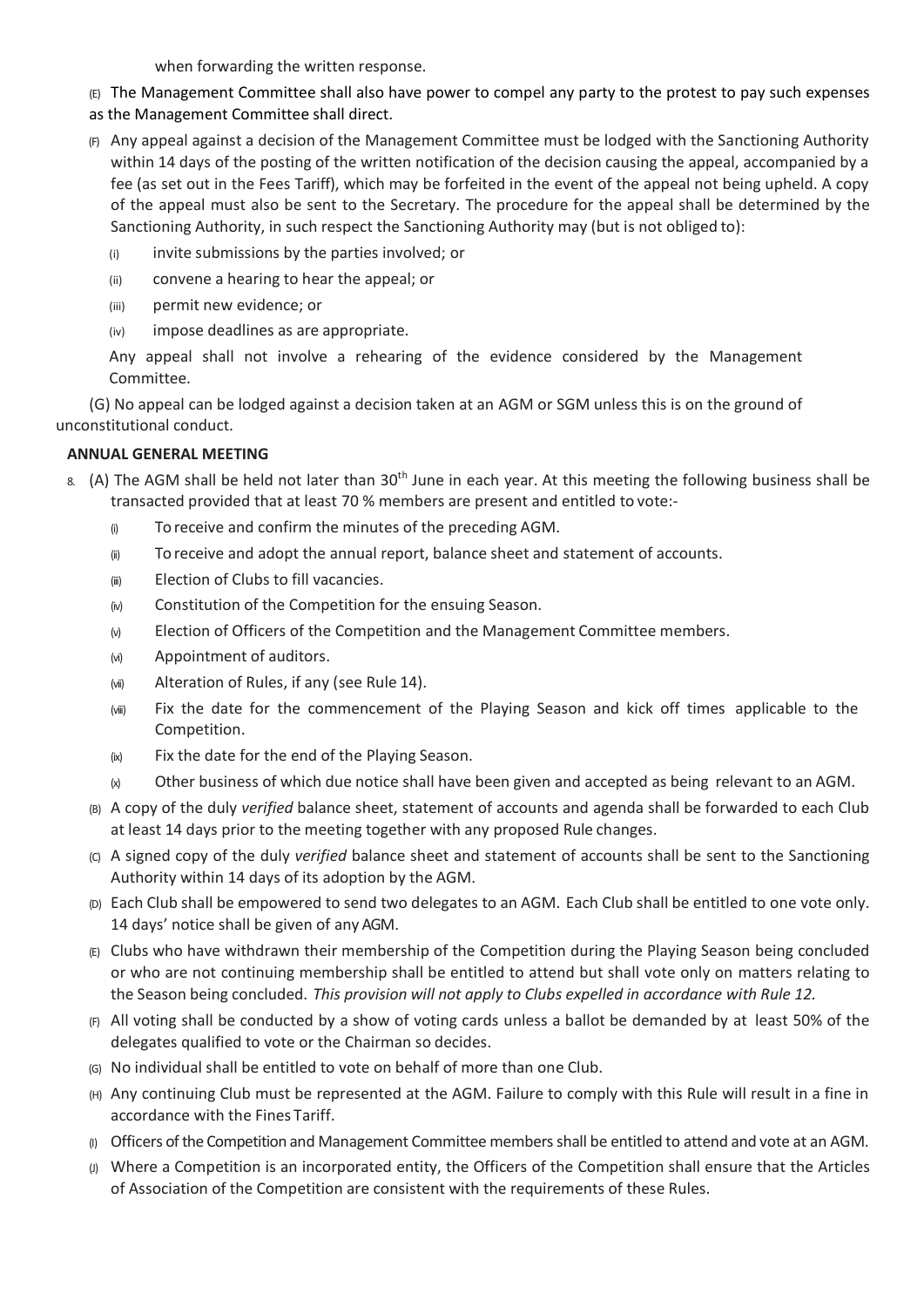when forwarding the written response.

(E) The Management Committee shall also have power to compel any party to the protest to pay such expenses as the Management Committee shall direct.

(F) Any appeal against a decision of the Management Committee must be lodged with the Sanctioning Authority within 14 days of the posting of the written notification of the decision causing the appeal, accompanied by a fee (as set out in the Fees Tariff), which may be forfeited in the event of the appeal not being upheld. A copy of the appeal must also be sent to the Secretary. The procedure for the appeal shall be determined by the Sanctioning Authority, in such respect the Sanctioning Authority may (but is not obliged to):

(i) invite submissions by the parties involved; or

(ii) convene a hearing to hear the appeal; or

(iii) permit new evidence; or

(iv) impose deadlines as are appropriate.

Any appeal shall not involve a rehearing of the evidence considered by the Management Committee.

(G) No appeal can be lodged against a decision taken at an AGM or SGM unless this is on the ground of unconstitutional conduct.

**ANNUAL GENERAL MEETING**

8. (A) The AGM shall be held not later than 30th June in each year. At this meeting the following business shall be transacted provided that at least 70 % members are present and entitled to vote:-

(i) To receive and confirm the minutes of the preceding AGM.

(ii) To receive and adopt the annual report, balance sheet and statement of accounts.

(iii) Election of Clubs to fill vacancies.

(iv) Constitution of the Competition for the ensuing Season.

(v) Election of Officers of the Competition and the Management Committee members.

(vi) Appointment of auditors.

(vii) Alteration of Rules, if any (see Rule 14).

(viii) Fix the date for the commencement of the Playing Season and kick off times applicable to the Competition.

(ix) Fix the date for the end of the Playing Season.

(x) Other business of which due notice shall have been given and accepted as being relevant to an AGM.

(B) A copy of the duly *verified* balance sheet, statement of accounts and agenda shall be forwarded to each Club at least 14 days prior to the meeting together with any proposed Rule changes.

(C) A signed copy of the duly *verified* balance sheet and statement of accounts shall be sent to the Sanctioning Authority within 14 days of its adoption by the AGM.

(D) Each Club shall be empowered to send two delegates to an AGM. Each Club shall be entitled to one vote only. 14 days' notice shall be given of any AGM.

(E) Clubs who have withdrawn their membership of the Competition during the Playing Season being concluded or who are not continuing membership shall be entitled to attend but shall vote only on matters relating to the Season being concluded. *This provision will not apply to Clubs expelled in accordance with Rule 12.*

(F) All voting shall be conducted by a show of voting cards unless a ballot be demanded by at least 50% of the delegates qualified to vote or the Chairman so decides.

(G) No individual shall be entitled to vote on behalf of more than one Club.

(H) Any continuing Club must be represented at the AGM. Failure to comply with this Rule will result in a fine in accordance with the Fines Tariff.

(I) Officers of the Competition and Management Committee members shall be entitled to attend and vote at an AGM.

(J) Where a Competition is an incorporated entity, the Officers of the Competition shall ensure that the Articles of Association of the Competition are consistent with the requirements of these Rules.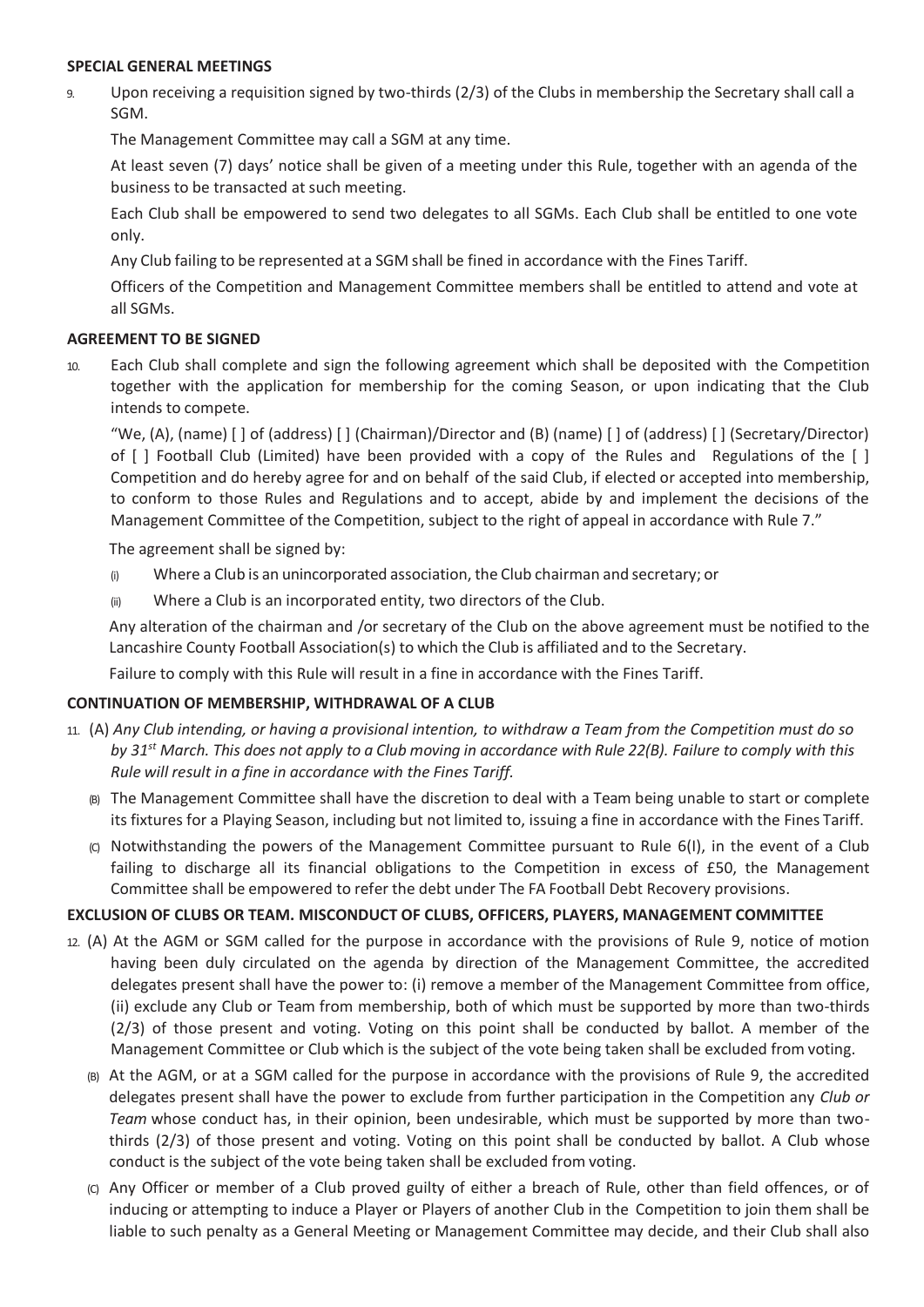**SPECIAL GENERAL MEETINGS**

9. Upon receiving a requisition signed by two-thirds (2/3) of the Clubs in membership the Secretary shall call a SGM.

   The Management Committee may call a SGM at any time.

   At least seven (7) days' notice shall be given of a meeting under this Rule, together with an agenda of the business to be transacted at such meeting.

   Each Club shall be empowered to send two delegates to all SGMs. Each Club shall be entitled to one vote only.

   Any Club failing to be represented at a SGM shall be fined in accordance with the Fines Tariff.

   Officers of the Competition and Management Committee members shall be entitled to attend and vote at all SGMs.

**AGREEMENT TO BE SIGNED**

10. Each Club shall complete and sign the following agreement which shall be deposited with the Competition together with the application for membership for the coming Season, or upon indicating that the Club intends to compete.

   "We, (A), (name) [ ] of (address) [ ] (Chairman)/Director and (B) (name) [ ] of (address) [ ] (Secretary/Director) of [ ] Football Club (Limited) have been provided with a copy of the Rules and Regulations of the [ ] Competition and do hereby agree for and on behalf of the said Club, if elected or accepted into membership, to conform to those Rules and Regulations and to accept, abide by and implement the decisions of the Management Committee of the Competition, subject to the right of appeal in accordance with Rule 7."

   The agreement shall be signed by:

   (i) Where a Club is an unincorporated association, the Club chairman and secretary; or

   (ii) Where a Club is an incorporated entity, two directors of the Club.

   Any alteration of the chairman and /or secretary of the Club on the above agreement must be notified to the Lancashire County Football Association(s) to which the Club is affiliated and to the Secretary.

   Failure to comply with this Rule will result in a fine in accordance with the Fines Tariff.

**CONTINUATION OF MEMBERSHIP, WITHDRAWAL OF A CLUB**

11. (A) *Any Club intending, or having a provisional intention, to withdraw a Team from the Competition must do so by 31st March. This does not apply to a Club moving in accordance with Rule 22(B). Failure to comply with this Rule will result in a fine in accordance with the Fines Tariff.*

   (B) The Management Committee shall have the discretion to deal with a Team being unable to start or complete its fixtures for a Playing Season, including but not limited to, issuing a fine in accordance with the Fines Tariff.

   (C) Notwithstanding the powers of the Management Committee pursuant to Rule 6(I), in the event of a Club failing to discharge all its financial obligations to the Competition in excess of £50, the Management Committee shall be empowered to refer the debt under The FA Football Debt Recovery provisions.

**EXCLUSION OF CLUBS OR TEAM. MISCONDUCT OF CLUBS, OFFICERS, PLAYERS, MANAGEMENT COMMITTEE**

12. (A) At the AGM or SGM called for the purpose in accordance with the provisions of Rule 9, notice of motion having been duly circulated on the agenda by direction of the Management Committee, the accredited delegates present shall have the power to: (i) remove a member of the Management Committee from office, (ii) exclude any Club or Team from membership, both of which must be supported by more than two-thirds (2/3) of those present and voting. Voting on this point shall be conducted by ballot. A member of the Management Committee or Club which is the subject of the vote being taken shall be excluded from voting.

   (B) At the AGM, or at a SGM called for the purpose in accordance with the provisions of Rule 9, the accredited delegates present shall have the power to exclude from further participation in the Competition any *Club or Team* whose conduct has, in their opinion, been undesirable, which must be supported by more than two-thirds (2/3) of those present and voting. Voting on this point shall be conducted by ballot. A Club whose conduct is the subject of the vote being taken shall be excluded from voting.

   (C) Any Officer or member of a Club proved guilty of either a breach of Rule, other than field offences, or of inducing or attempting to induce a Player or Players of another Club in the Competition to join them shall be liable to such penalty as a General Meeting or Management Committee may decide, and their Club shall also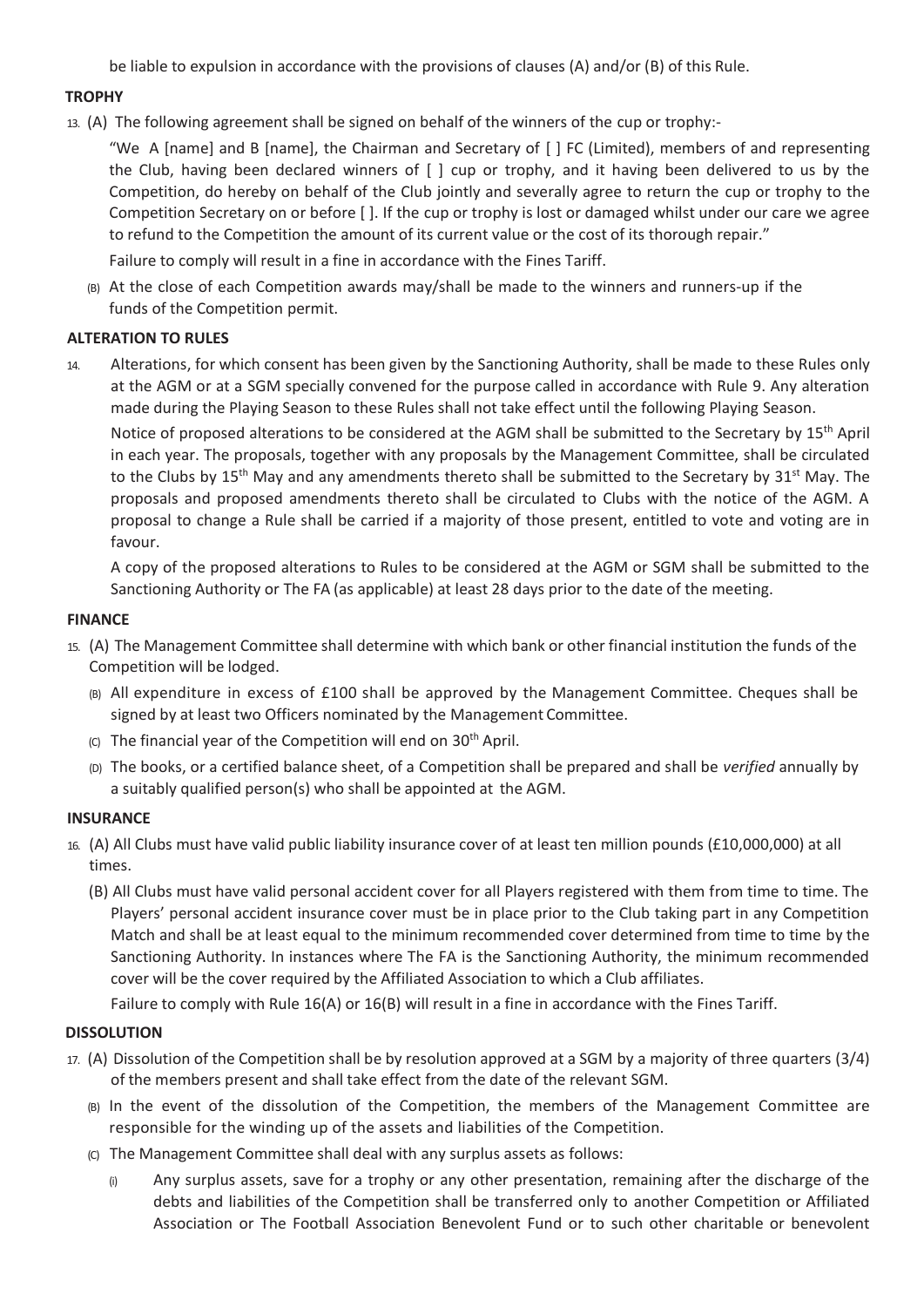be liable to expulsion in accordance with the provisions of clauses (A) and/or (B) of this Rule.

**TROPHY**

13. (A) The following agreement shall be signed on behalf of the winners of the cup or trophy:-

"We A [name] and B [name], the Chairman and Secretary of [ ] FC (Limited), members of and representing the Club, having been declared winners of [ ] cup or trophy, and it having been delivered to us by the Competition, do hereby on behalf of the Club jointly and severally agree to return the cup or trophy to the Competition Secretary on or before [ ]. If the cup or trophy is lost or damaged whilst under our care we agree to refund to the Competition the amount of its current value or the cost of its thorough repair."

Failure to comply will result in a fine in accordance with the Fines Tariff.

(B) At the close of each Competition awards may/shall be made to the winners and runners-up if the funds of the Competition permit.

**ALTERATION TO RULES**

14. Alterations, for which consent has been given by the Sanctioning Authority, shall be made to these Rules only at the AGM or at a SGM specially convened for the purpose called in accordance with Rule 9. Any alteration made during the Playing Season to these Rules shall not take effect until the following Playing Season.

Notice of proposed alterations to be considered at the AGM shall be submitted to the Secretary by 15th April in each year. The proposals, together with any proposals by the Management Committee, shall be circulated to the Clubs by 15th May and any amendments thereto shall be submitted to the Secretary by 31st May. The proposals and proposed amendments thereto shall be circulated to Clubs with the notice of the AGM. A proposal to change a Rule shall be carried if a majority of those present, entitled to vote and voting are in favour.

A copy of the proposed alterations to Rules to be considered at the AGM or SGM shall be submitted to the Sanctioning Authority or The FA (as applicable) at least 28 days prior to the date of the meeting.

**FINANCE**

15. (A) The Management Committee shall determine with which bank or other financial institution the funds of the Competition will be lodged.

(B) All expenditure in excess of £100 shall be approved by the Management Committee. Cheques shall be signed by at least two Officers nominated by the Management Committee.

(C) The financial year of the Competition will end on 30th April.

(D) The books, or a certified balance sheet, of a Competition shall be prepared and shall be *verified* annually by a suitably qualified person(s) who shall be appointed at the AGM.

**INSURANCE**

16. (A) All Clubs must have valid public liability insurance cover of at least ten million pounds (£10,000,000) at all times.

(B) All Clubs must have valid personal accident cover for all Players registered with them from time to time. The Players' personal accident insurance cover must be in place prior to the Club taking part in any Competition Match and shall be at least equal to the minimum recommended cover determined from time to time by the Sanctioning Authority. In instances where The FA is the Sanctioning Authority, the minimum recommended cover will be the cover required by the Affiliated Association to which a Club affiliates.

Failure to comply with Rule 16(A) or 16(B) will result in a fine in accordance with the Fines Tariff.

**DISSOLUTION**

17. (A) Dissolution of the Competition shall be by resolution approved at a SGM by a majority of three quarters (3/4) of the members present and shall take effect from the date of the relevant SGM.

(B) In the event of the dissolution of the Competition, the members of the Management Committee are responsible for the winding up of the assets and liabilities of the Competition.

(C) The Management Committee shall deal with any surplus assets as follows:

(i) Any surplus assets, save for a trophy or any other presentation, remaining after the discharge of the debts and liabilities of the Competition shall be transferred only to another Competition or Affiliated Association or The Football Association Benevolent Fund or to such other charitable or benevolent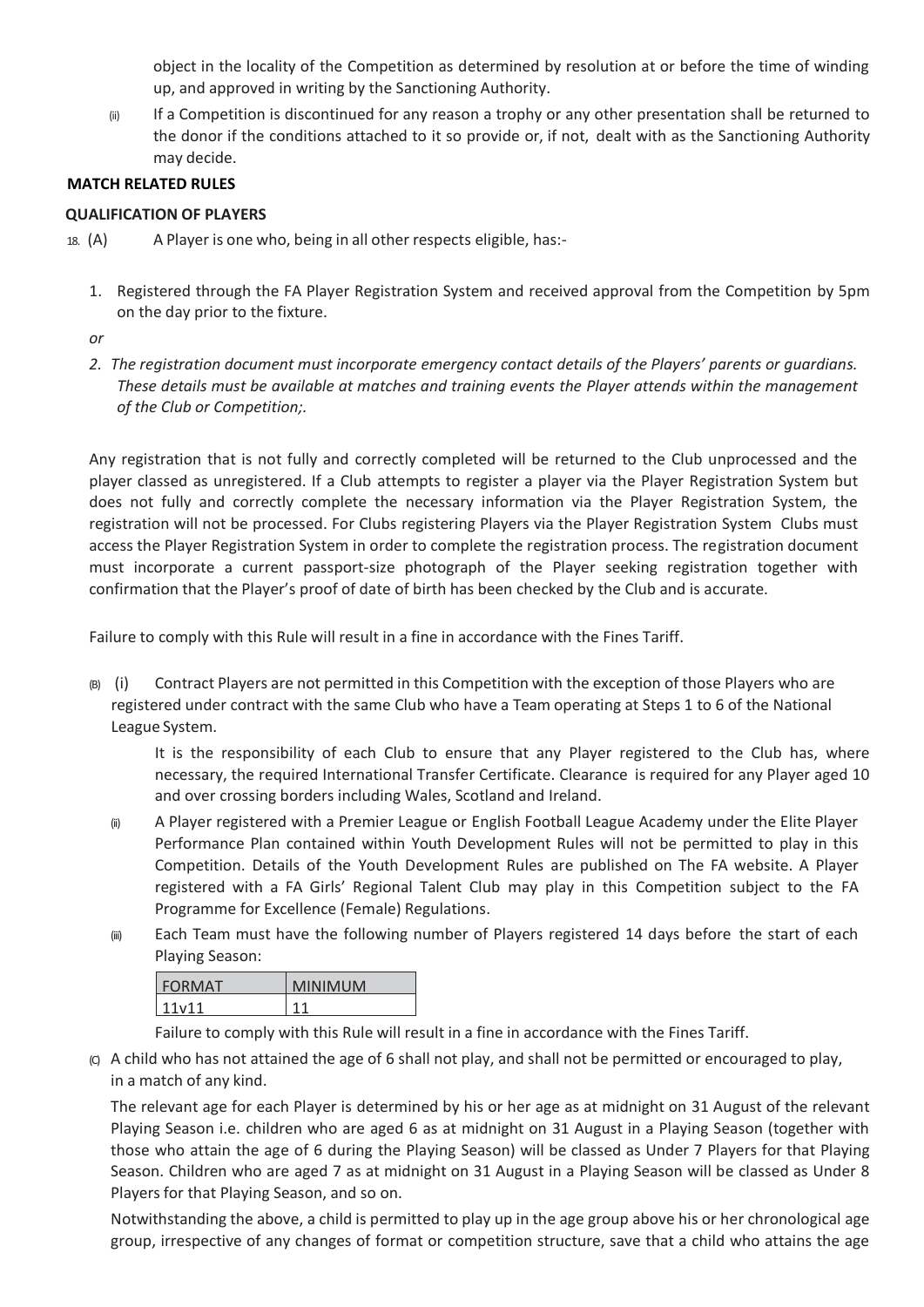object in the locality of the Competition as determined by resolution at or before the time of winding up, and approved in writing by the Sanctioning Authority.

(ii) If a Competition is discontinued for any reason a trophy or any other presentation shall be returned to the donor if the conditions attached to it so provide or, if not, dealt with as the Sanctioning Authority may decide.

**MATCH RELATED RULES**

**QUALIFICATION OF PLAYERS**

18. (A) A Player is one who, being in all other respects eligible, has:-

1. Registered through the FA Player Registration System and received approval from the Competition by 5pm on the day prior to the fixture.

*or*

2. *The registration document must incorporate emergency contact details of the Players' parents or guardians. These details must be available at matches and training events the Player attends within the management of the Club or Competition;.*

Any registration that is not fully and correctly completed will be returned to the Club unprocessed and the player classed as unregistered. If a Club attempts to register a player via the Player Registration System but does not fully and correctly complete the necessary information via the Player Registration System, the registration will not be processed. For Clubs registering Players via the Player Registration System Clubs must access the Player Registration System in order to complete the registration process. The registration document must incorporate a current passport-size photograph of the Player seeking registration together with confirmation that the Player's proof of date of birth has been checked by the Club and is accurate.

Failure to comply with this Rule will result in a fine in accordance with the Fines Tariff.

(B) (i) Contract Players are not permitted in this Competition with the exception of those Players who are registered under contract with the same Club who have a Team operating at Steps 1 to 6 of the National League System.

It is the responsibility of each Club to ensure that any Player registered to the Club has, where necessary, the required International Transfer Certificate. Clearance is required for any Player aged 10 and over crossing borders including Wales, Scotland and Ireland.

(ii) A Player registered with a Premier League or English Football League Academy under the Elite Player Performance Plan contained within Youth Development Rules will not be permitted to play in this Competition. Details of the Youth Development Rules are published on The FA website. A Player registered with a FA Girls' Regional Talent Club may play in this Competition subject to the FA Programme for Excellence (Female) Regulations.

(iii) Each Team must have the following number of Players registered 14 days before the start of each Playing Season:

| FORMAT | MINIMUM |
| --- | --- |
| 11v11 | 11 |

Failure to comply with this Rule will result in a fine in accordance with the Fines Tariff.

(C) A child who has not attained the age of 6 shall not play, and shall not be permitted or encouraged to play, in a match of any kind.

The relevant age for each Player is determined by his or her age as at midnight on 31 August of the relevant Playing Season i.e. children who are aged 6 as at midnight on 31 August in a Playing Season (together with those who attain the age of 6 during the Playing Season) will be classed as Under 7 Players for that Playing Season. Children who are aged 7 as at midnight on 31 August in a Playing Season will be classed as Under 8 Players for that Playing Season, and so on.

Notwithstanding the above, a child is permitted to play up in the age group above his or her chronological age group, irrespective of any changes of format or competition structure, save that a child who attains the age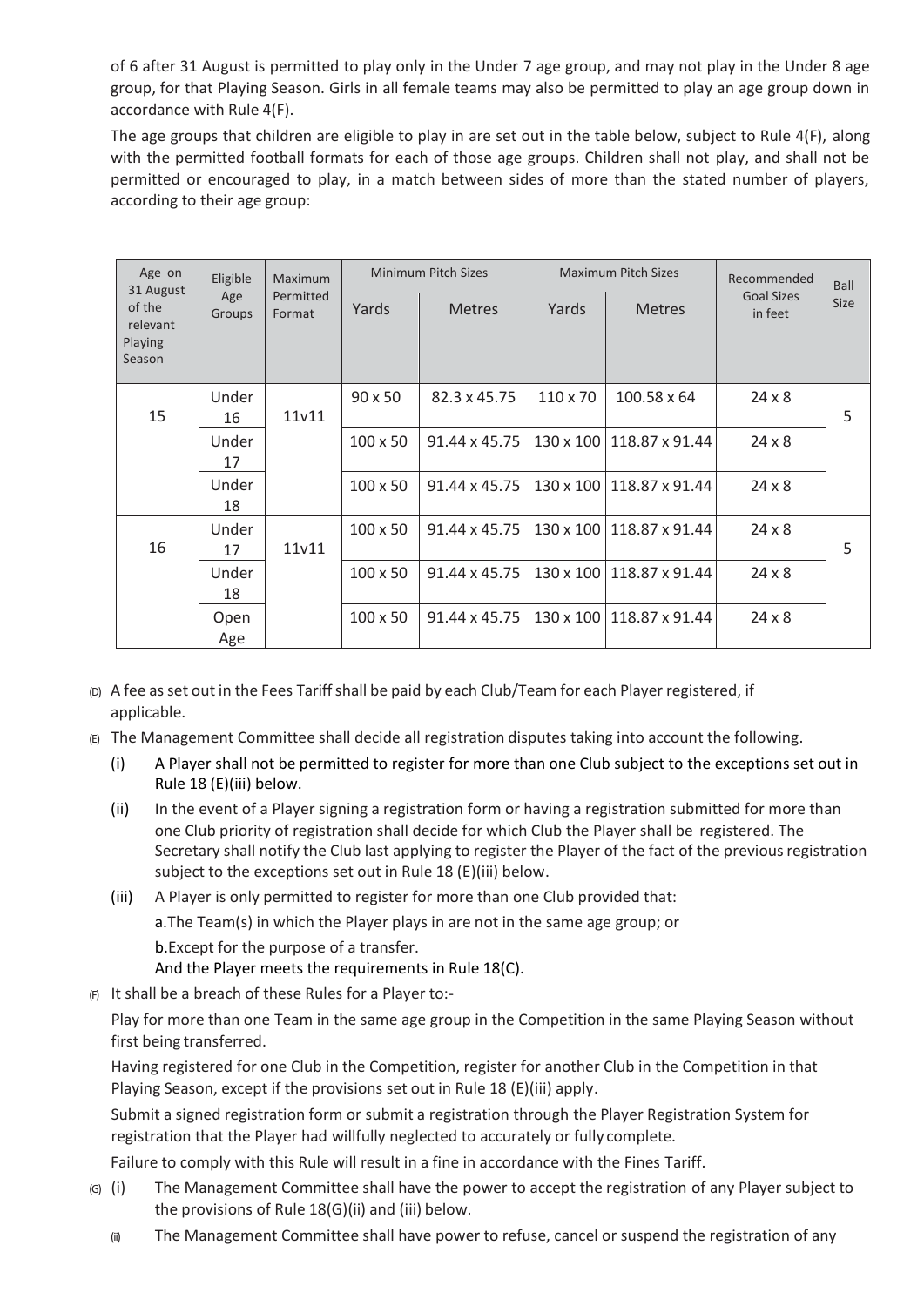of 6 after 31 August is permitted to play only in the Under 7 age group, and may not play in the Under 8 age group, for that Playing Season. Girls in all female teams may also be permitted to play an age group down in accordance with Rule 4(F).

The age groups that children are eligible to play in are set out in the table below, subject to Rule 4(F), along with the permitted football formats for each of those age groups. Children shall not play, and shall not be permitted or encouraged to play, in a match between sides of more than the stated number of players, according to their age group:

| Age on 31 August of the relevant Playing Season | Eligible Age Groups | Maximum Permitted Format | Minimum Pitch Sizes | | Maximum Pitch Sizes | | Recommended Goal Sizes in feet | Ball Size |
|---|---|---|---|---|---|---|---|---|
| | | | Yards | Metres | Yards | Metres | | |
| 15 | Under 16 | 11v11 | 90 x 50 | 82.3 x 45.75 | 110 x 70 | 100.58 x 64 | 24 x 8 | 5 |
| | Under 17 | | 100 x 50 | 91.44 x 45.75 | 130 x 100 | 118.87 x 91.44 | 24 x 8 | |
| | Under 18 | | 100 x 50 | 91.44 x 45.75 | 130 x 100 | 118.87 x 91.44 | 24 x 8 | |
| 16 | Under 17 | 11v11 | 100 x 50 | 91.44 x 45.75 | 130 x 100 | 118.87 x 91.44 | 24 x 8 | 5 |
| | Under 18 | | 100 x 50 | 91.44 x 45.75 | 130 x 100 | 118.87 x 91.44 | 24 x 8 | |
| | Open Age | | 100 x 50 | 91.44 x 45.75 | 130 x 100 | 118.87 x 91.44 | 24 x 8 | |

(D) A fee as set out in the Fees Tariff shall be paid by each Club/Team for each Player registered, if applicable.

(E) The Management Committee shall decide all registration disputes taking into account the following.

(i) A Player shall not be permitted to register for more than one Club subject to the exceptions set out in Rule 18 (E)(iii) below.

(ii) In the event of a Player signing a registration form or having a registration submitted for more than one Club priority of registration shall decide for which Club the Player shall be registered. The Secretary shall notify the Club last applying to register the Player of the fact of the previous registration subject to the exceptions set out in Rule 18 (E)(iii) below.

(iii) A Player is only permitted to register for more than one Club provided that:

a. The Team(s) in which the Player plays in are not in the same age group; or

b. Except for the purpose of a transfer.

And the Player meets the requirements in Rule 18(C).

(F) It shall be a breach of these Rules for a Player to:-

Play for more than one Team in the same age group in the Competition in the same Playing Season without first being transferred.

Having registered for one Club in the Competition, register for another Club in the Competition in that Playing Season, except if the provisions set out in Rule 18 (E)(iii) apply.

Submit a signed registration form or submit a registration through the Player Registration System for registration that the Player had willfully neglected to accurately or fully complete.

Failure to comply with this Rule will result in a fine in accordance with the Fines Tariff.

(G) (i) The Management Committee shall have the power to accept the registration of any Player subject to the provisions of Rule 18(G)(ii) and (iii) below.

(ii) The Management Committee shall have power to refuse, cancel or suspend the registration of any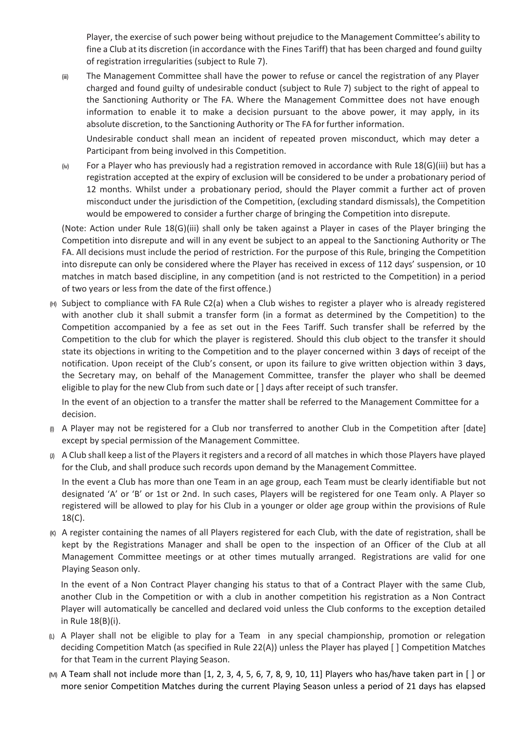Player, the exercise of such power being without prejudice to the Management Committee's ability to fine a Club at its discretion (in accordance with the Fines Tariff) that has been charged and found guilty of registration irregularities (subject to Rule 7).

(iii) The Management Committee shall have the power to refuse or cancel the registration of any Player charged and found guilty of undesirable conduct (subject to Rule 7) subject to the right of appeal to the Sanctioning Authority or The FA. Where the Management Committee does not have enough information to enable it to make a decision pursuant to the above power, it may apply, in its absolute discretion, to the Sanctioning Authority or The FA for further information.

Undesirable conduct shall mean an incident of repeated proven misconduct, which may deter a Participant from being involved in this Competition.

(iv) For a Player who has previously had a registration removed in accordance with Rule 18(G)(iii) but has a registration accepted at the expiry of exclusion will be considered to be under a probationary period of 12 months. Whilst under a probationary period, should the Player commit a further act of proven misconduct under the jurisdiction of the Competition, (excluding standard dismissals), the Competition would be empowered to consider a further charge of bringing the Competition into disrepute.

(Note: Action under Rule 18(G)(iii) shall only be taken against a Player in cases of the Player bringing the Competition into disrepute and will in any event be subject to an appeal to the Sanctioning Authority or The FA. All decisions must include the period of restriction. For the purpose of this Rule, bringing the Competition into disrepute can only be considered where the Player has received in excess of 112 days' suspension, or 10 matches in match based discipline, in any competition (and is not restricted to the Competition) in a period of two years or less from the date of the first offence.)

(H) Subject to compliance with FA Rule C2(a) when a Club wishes to register a player who is already registered with another club it shall submit a transfer form (in a format as determined by the Competition) to the Competition accompanied by a fee as set out in the Fees Tariff. Such transfer shall be referred by the Competition to the club for which the player is registered. Should this club object to the transfer it should state its objections in writing to the Competition and to the player concerned within 3 days of receipt of the notification. Upon receipt of the Club's consent, or upon its failure to give written objection within 3 days, the Secretary may, on behalf of the Management Committee, transfer the player who shall be deemed eligible to play for the new Club from such date or [ ] days after receipt of such transfer.

In the event of an objection to a transfer the matter shall be referred to the Management Committee for a decision.

(I) A Player may not be registered for a Club nor transferred to another Club in the Competition after [date] except by special permission of the Management Committee.

(J) A Club shall keep a list of the Players it registers and a record of all matches in which those Players have played for the Club, and shall produce such records upon demand by the Management Committee.

In the event a Club has more than one Team in an age group, each Team must be clearly identifiable but not designated 'A' or 'B' or 1st or 2nd. In such cases, Players will be registered for one Team only. A Player so registered will be allowed to play for his Club in a younger or older age group within the provisions of Rule 18(C).

(K) A register containing the names of all Players registered for each Club, with the date of registration, shall be kept by the Registrations Manager and shall be open to the inspection of an Officer of the Club at all Management Committee meetings or at other times mutually arranged. Registrations are valid for one Playing Season only.

In the event of a Non Contract Player changing his status to that of a Contract Player with the same Club, another Club in the Competition or with a club in another competition his registration as a Non Contract Player will automatically be cancelled and declared void unless the Club conforms to the exception detailed in Rule 18(B)(i).

(L) A Player shall not be eligible to play for a Team in any special championship, promotion or relegation deciding Competition Match (as specified in Rule 22(A)) unless the Player has played [ ] Competition Matches for that Team in the current Playing Season.

(M) A Team shall not include more than [1, 2, 3, 4, 5, 6, 7, 8, 9, 10, 11] Players who has/have taken part in [ ] or more senior Competition Matches during the current Playing Season unless a period of 21 days has elapsed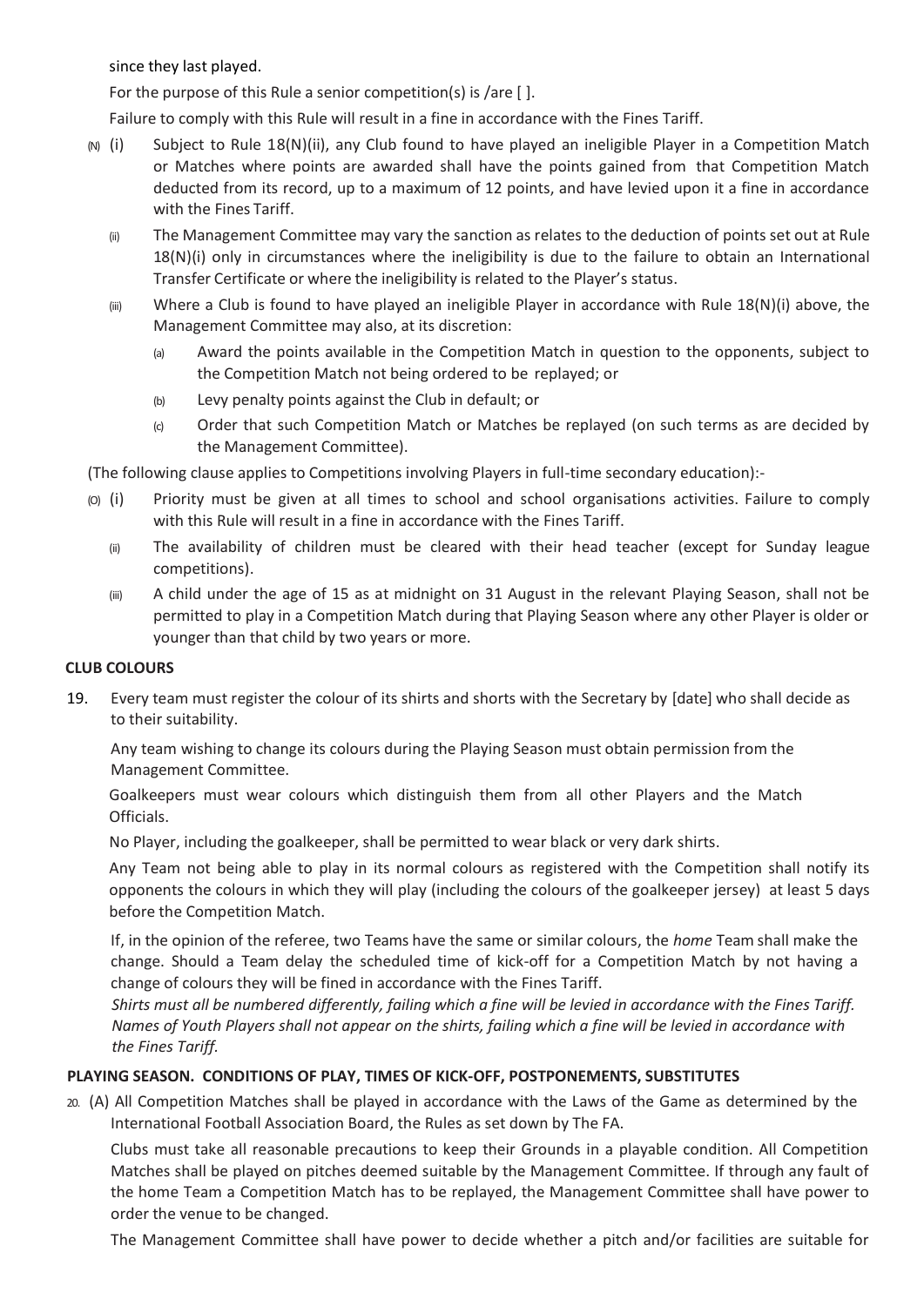since they last played.

For the purpose of this Rule a senior competition(s) is /are [ ].

Failure to comply with this Rule will result in a fine in accordance with the Fines Tariff.

(N) (i) Subject to Rule 18(N)(ii), any Club found to have played an ineligible Player in a Competition Match or Matches where points are awarded shall have the points gained from that Competition Match deducted from its record, up to a maximum of 12 points, and have levied upon it a fine in accordance with the Fines Tariff.

(ii) The Management Committee may vary the sanction as relates to the deduction of points set out at Rule 18(N)(i) only in circumstances where the ineligibility is due to the failure to obtain an International Transfer Certificate or where the ineligibility is related to the Player's status.

(iii) Where a Club is found to have played an ineligible Player in accordance with Rule 18(N)(i) above, the Management Committee may also, at its discretion:

(a) Award the points available in the Competition Match in question to the opponents, subject to the Competition Match not being ordered to be replayed; or

(b) Levy penalty points against the Club in default; or

(c) Order that such Competition Match or Matches be replayed (on such terms as are decided by the Management Committee).

(The following clause applies to Competitions involving Players in full-time secondary education):-

(O) (i) Priority must be given at all times to school and school organisations activities. Failure to comply with this Rule will result in a fine in accordance with the Fines Tariff.

(ii) The availability of children must be cleared with their head teacher (except for Sunday league competitions).

(iii) A child under the age of 15 as at midnight on 31 August in the relevant Playing Season, shall not be permitted to play in a Competition Match during that Playing Season where any other Player is older or younger than that child by two years or more.

**CLUB COLOURS**

19. Every team must register the colour of its shirts and shorts with the Secretary by [date] who shall decide as to their suitability.

Any team wishing to change its colours during the Playing Season must obtain permission from the Management Committee.

Goalkeepers must wear colours which distinguish them from all other Players and the Match Officials.

No Player, including the goalkeeper, shall be permitted to wear black or very dark shirts.

Any Team not being able to play in its normal colours as registered with the Competition shall notify its opponents the colours in which they will play (including the colours of the goalkeeper jersey) at least 5 days before the Competition Match.

If, in the opinion of the referee, two Teams have the same or similar colours, the *home* Team shall make the change. Should a Team delay the scheduled time of kick-off for a Competition Match by not having a change of colours they will be fined in accordance with the Fines Tariff.

*Shirts must all be numbered differently, failing which a fine will be levied in accordance with the Fines Tariff. Names of Youth Players shall not appear on the shirts, failing which a fine will be levied in accordance with the Fines Tariff.*

**PLAYING SEASON. CONDITIONS OF PLAY, TIMES OF KICK-OFF, POSTPONEMENTS, SUBSTITUTES**

20. (A) All Competition Matches shall be played in accordance with the Laws of the Game as determined by the International Football Association Board, the Rules as set down by The FA.

Clubs must take all reasonable precautions to keep their Grounds in a playable condition. All Competition Matches shall be played on pitches deemed suitable by the Management Committee. If through any fault of the home Team a Competition Match has to be replayed, the Management Committee shall have power to order the venue to be changed.

The Management Committee shall have power to decide whether a pitch and/or facilities are suitable for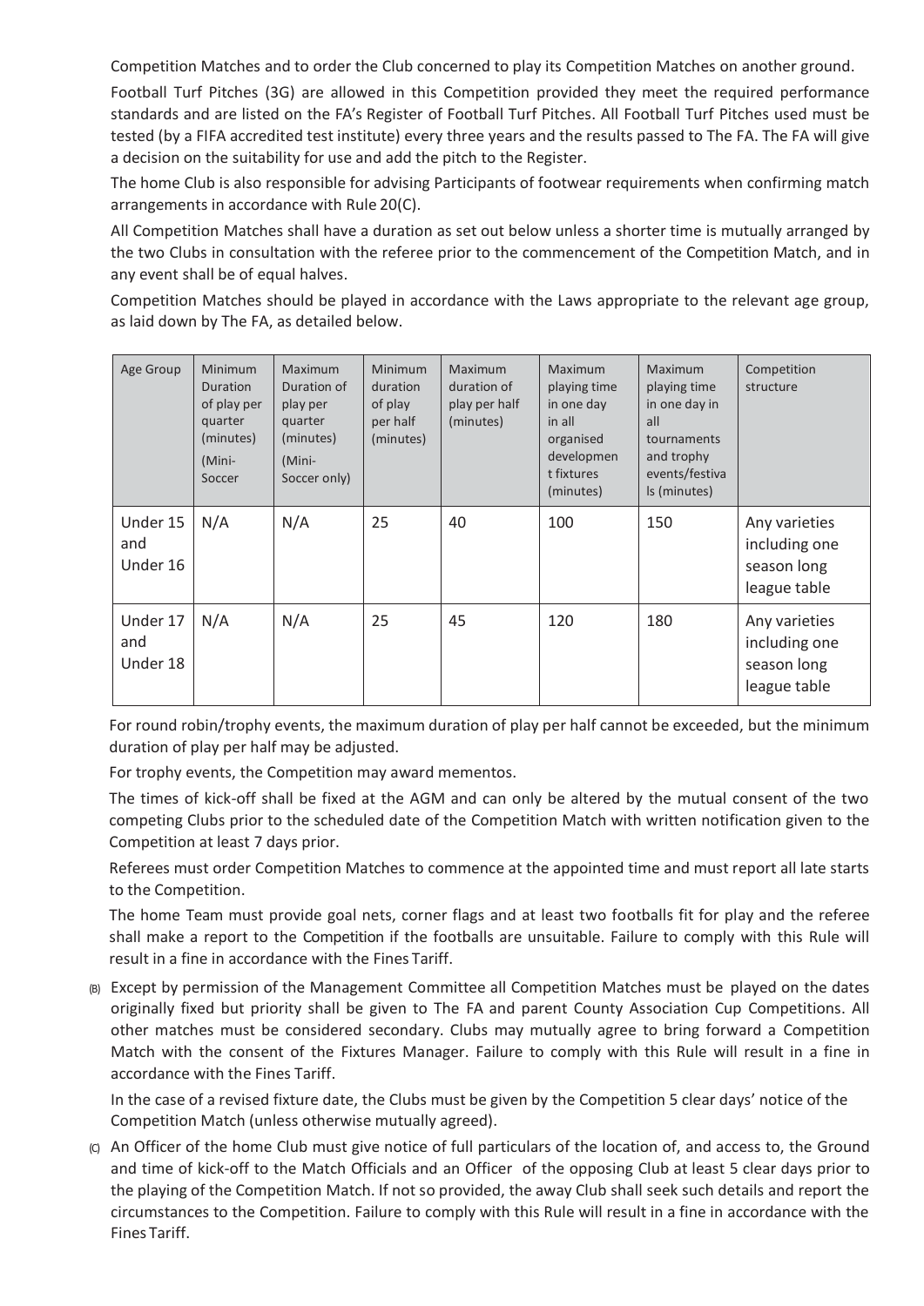Competition Matches and to order the Club concerned to play its Competition Matches on another ground.

Football Turf Pitches (3G) are allowed in this Competition provided they meet the required performance standards and are listed on the FA's Register of Football Turf Pitches. All Football Turf Pitches used must be tested (by a FIFA accredited test institute) every three years and the results passed to The FA. The FA will give a decision on the suitability for use and add the pitch to the Register.

The home Club is also responsible for advising Participants of footwear requirements when confirming match arrangements in accordance with Rule 20(C).

All Competition Matches shall have a duration as set out below unless a shorter time is mutually arranged by the two Clubs in consultation with the referee prior to the commencement of the Competition Match, and in any event shall be of equal halves.

Competition Matches should be played in accordance with the Laws appropriate to the relevant age group, as laid down by The FA, as detailed below.

| Age Group | Minimum Duration of play per quarter (minutes) (Mini-Soccer | Maximum Duration of play per quarter (minutes) (Mini-Soccer only) | Minimum duration of play per half (minutes) | Maximum duration of play per half (minutes) | Maximum playing time in one day in all organised development fixtures (minutes) | Maximum playing time in one day in all tournaments and trophy events/festivals (minutes) | Competition structure |
|---|---|---|---|---|---|---|---|
| Under 15 and Under 16 | N/A | N/A | 25 | 40 | 100 | 150 | Any varieties including one season long league table |
| Under 17 and Under 18 | N/A | N/A | 25 | 45 | 120 | 180 | Any varieties including one season long league table |

For round robin/trophy events, the maximum duration of play per half cannot be exceeded, but the minimum duration of play per half may be adjusted.

For trophy events, the Competition may award mementos.

The times of kick-off shall be fixed at the AGM and can only be altered by the mutual consent of the two competing Clubs prior to the scheduled date of the Competition Match with written notification given to the Competition at least 7 days prior.

Referees must order Competition Matches to commence at the appointed time and must report all late starts to the Competition.

The home Team must provide goal nets, corner flags and at least two footballs fit for play and the referee shall make a report to the Competition if the footballs are unsuitable. Failure to comply with this Rule will result in a fine in accordance with the Fines Tariff.

(B) Except by permission of the Management Committee all Competition Matches must be played on the dates originally fixed but priority shall be given to The FA and parent County Association Cup Competitions. All other matches must be considered secondary. Clubs may mutually agree to bring forward a Competition Match with the consent of the Fixtures Manager. Failure to comply with this Rule will result in a fine in accordance with the Fines Tariff.

In the case of a revised fixture date, the Clubs must be given by the Competition 5 clear days' notice of the Competition Match (unless otherwise mutually agreed).

(C) An Officer of the home Club must give notice of full particulars of the location of, and access to, the Ground and time of kick-off to the Match Officials and an Officer of the opposing Club at least 5 clear days prior to the playing of the Competition Match. If not so provided, the away Club shall seek such details and report the circumstances to the Competition. Failure to comply with this Rule will result in a fine in accordance with the Fines Tariff.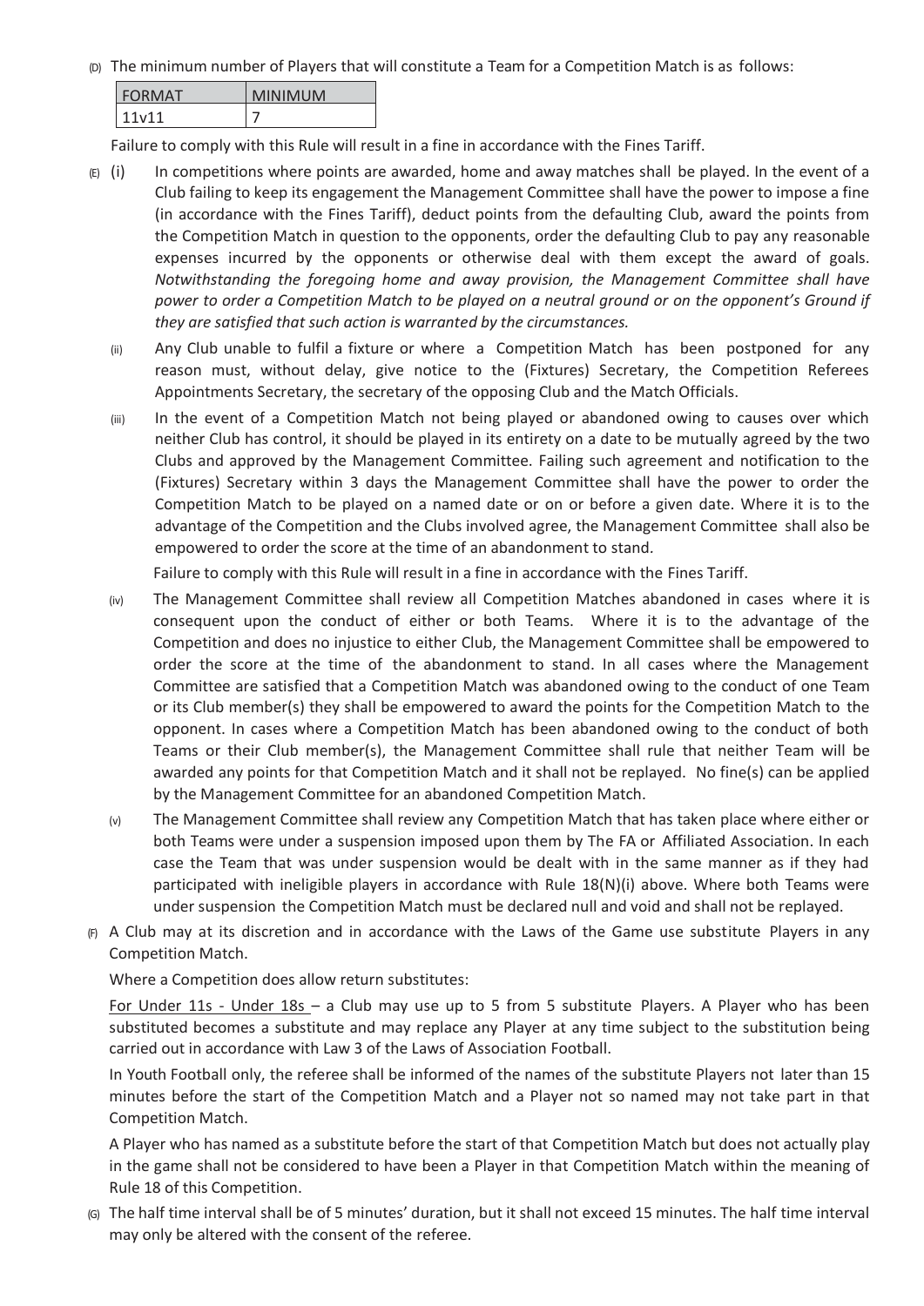(D) The minimum number of Players that will constitute a Team for a Competition Match is as follows:

| FORMAT | MINIMUM |
|---|---|
| 11v11 | 7 |

Failure to comply with this Rule will result in a fine in accordance with the Fines Tariff.

(E) (i) In competitions where points are awarded, home and away matches shall be played. In the event of a Club failing to keep its engagement the Management Committee shall have the power to impose a fine (in accordance with the Fines Tariff), deduct points from the defaulting Club, award the points from the Competition Match in question to the opponents, order the defaulting Club to pay any reasonable expenses incurred by the opponents or otherwise deal with them except the award of goals. *Notwithstanding the foregoing home and away provision, the Management Committee shall have power to order a Competition Match to be played on a neutral ground or on the opponent's Ground if they are satisfied that such action is warranted by the circumstances.*

(ii) Any Club unable to fulfil a fixture or where a Competition Match has been postponed for any reason must, without delay, give notice to the (Fixtures) Secretary, the Competition Referees Appointments Secretary, the secretary of the opposing Club and the Match Officials.

(iii) In the event of a Competition Match not being played or abandoned owing to causes over which neither Club has control, it should be played in its entirety on a date to be mutually agreed by the two Clubs and approved by the Management Committee. Failing such agreement and notification to the (Fixtures) Secretary within 3 days the Management Committee shall have the power to order the Competition Match to be played on a named date or on or before a given date. Where it is to the advantage of the Competition and the Clubs involved agree, the Management Committee shall also be empowered to order the score at the time of an abandonment to stand.

Failure to comply with this Rule will result in a fine in accordance with the Fines Tariff.

(iv) The Management Committee shall review all Competition Matches abandoned in cases where it is consequent upon the conduct of either or both Teams. Where it is to the advantage of the Competition and does no injustice to either Club, the Management Committee shall be empowered to order the score at the time of the abandonment to stand. In all cases where the Management Committee are satisfied that a Competition Match was abandoned owing to the conduct of one Team or its Club member(s) they shall be empowered to award the points for the Competition Match to the opponent. In cases where a Competition Match has been abandoned owing to the conduct of both Teams or their Club member(s), the Management Committee shall rule that neither Team will be awarded any points for that Competition Match and it shall not be replayed. No fine(s) can be applied by the Management Committee for an abandoned Competition Match.

(v) The Management Committee shall review any Competition Match that has taken place where either or both Teams were under a suspension imposed upon them by The FA or Affiliated Association. In each case the Team that was under suspension would be dealt with in the same manner as if they had participated with ineligible players in accordance with Rule 18(N)(i) above. Where both Teams were under suspension the Competition Match must be declared null and void and shall not be replayed.

(F) A Club may at its discretion and in accordance with the Laws of the Game use substitute Players in any Competition Match.

Where a Competition does allow return substitutes:

For Under 11s - Under 18s – a Club may use up to 5 from 5 substitute Players. A Player who has been substituted becomes a substitute and may replace any Player at any time subject to the substitution being carried out in accordance with Law 3 of the Laws of Association Football.

In Youth Football only, the referee shall be informed of the names of the substitute Players not later than 15 minutes before the start of the Competition Match and a Player not so named may not take part in that Competition Match.

A Player who has named as a substitute before the start of that Competition Match but does not actually play in the game shall not be considered to have been a Player in that Competition Match within the meaning of Rule 18 of this Competition.

(G) The half time interval shall be of 5 minutes' duration, but it shall not exceed 15 minutes. The half time interval may only be altered with the consent of the referee.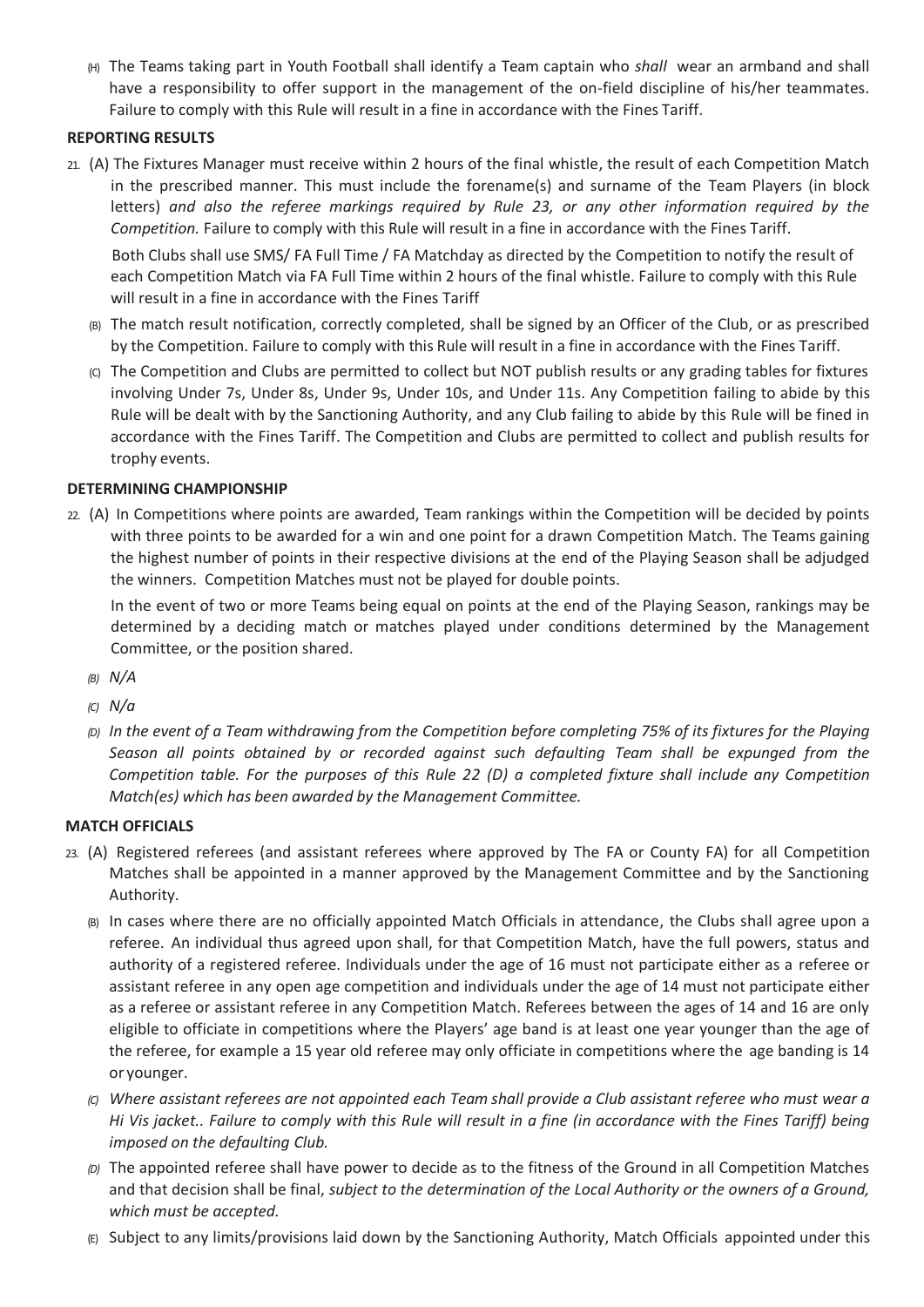(H) The Teams taking part in Youth Football shall identify a Team captain who *shall* wear an armband and shall have a responsibility to offer support in the management of the on-field discipline of his/her teammates. Failure to comply with this Rule will result in a fine in accordance with the Fines Tariff.

**REPORTING RESULTS**

21. (A) The Fixtures Manager must receive within 2 hours of the final whistle, the result of each Competition Match in the prescribed manner. This must include the forename(s) and surname of the Team Players (in block letters) *and also the referee markings required by Rule 23, or any other information required by the Competition.* Failure to comply with this Rule will result in a fine in accordance with the Fines Tariff.

    Both Clubs shall use SMS/ FA Full Time / FA Matchday as directed by the Competition to notify the result of each Competition Match via FA Full Time within 2 hours of the final whistle. Failure to comply with this Rule will result in a fine in accordance with the Fines Tariff

    (B) The match result notification, correctly completed, shall be signed by an Officer of the Club, or as prescribed by the Competition. Failure to comply with this Rule will result in a fine in accordance with the Fines Tariff.

    (C) The Competition and Clubs are permitted to collect but NOT publish results or any grading tables for fixtures involving Under 7s, Under 8s, Under 9s, Under 10s, and Under 11s. Any Competition failing to abide by this Rule will be dealt with by the Sanctioning Authority, and any Club failing to abide by this Rule will be fined in accordance with the Fines Tariff. The Competition and Clubs are permitted to collect and publish results for trophy events.

**DETERMINING CHAMPIONSHIP**

22. (A) In Competitions where points are awarded, Team rankings within the Competition will be decided by points with three points to be awarded for a win and one point for a drawn Competition Match. The Teams gaining the highest number of points in their respective divisions at the end of the Playing Season shall be adjudged the winners. Competition Matches must not be played for double points.

    In the event of two or more Teams being equal on points at the end of the Playing Season, rankings may be determined by a deciding match or matches played under conditions determined by the Management Committee, or the position shared.

    *(B) N/A*

    *(C) N/a*

    *(D) In the event of a Team withdrawing from the Competition before completing 75% of its fixtures for the Playing Season all points obtained by or recorded against such defaulting Team shall be expunged from the Competition table. For the purposes of this Rule 22 (D) a completed fixture shall include any Competition Match(es) which has been awarded by the Management Committee.*

**MATCH OFFICIALS**

23. (A) Registered referees (and assistant referees where approved by The FA or County FA) for all Competition Matches shall be appointed in a manner approved by the Management Committee and by the Sanctioning Authority.

    (B) In cases where there are no officially appointed Match Officials in attendance, the Clubs shall agree upon a referee. An individual thus agreed upon shall, for that Competition Match, have the full powers, status and authority of a registered referee. Individuals under the age of 16 must not participate either as a referee or assistant referee in any open age competition and individuals under the age of 14 must not participate either as a referee or assistant referee in any Competition Match. Referees between the ages of 14 and 16 are only eligible to officiate in competitions where the Players' age band is at least one year younger than the age of the referee, for example a 15 year old referee may only officiate in competitions where the age banding is 14 or younger.

    *(C) Where assistant referees are not appointed each Team shall provide a Club assistant referee who must wear a Hi Vis jacket.. Failure to comply with this Rule will result in a fine (in accordance with the Fines Tariff) being imposed on the defaulting Club.*

    *(D)* The appointed referee shall have power to decide as to the fitness of the Ground in all Competition Matches and that decision shall be final, *subject to the determination of the Local Authority or the owners of a Ground, which must be accepted.*

    (E) Subject to any limits/provisions laid down by the Sanctioning Authority, Match Officials appointed under this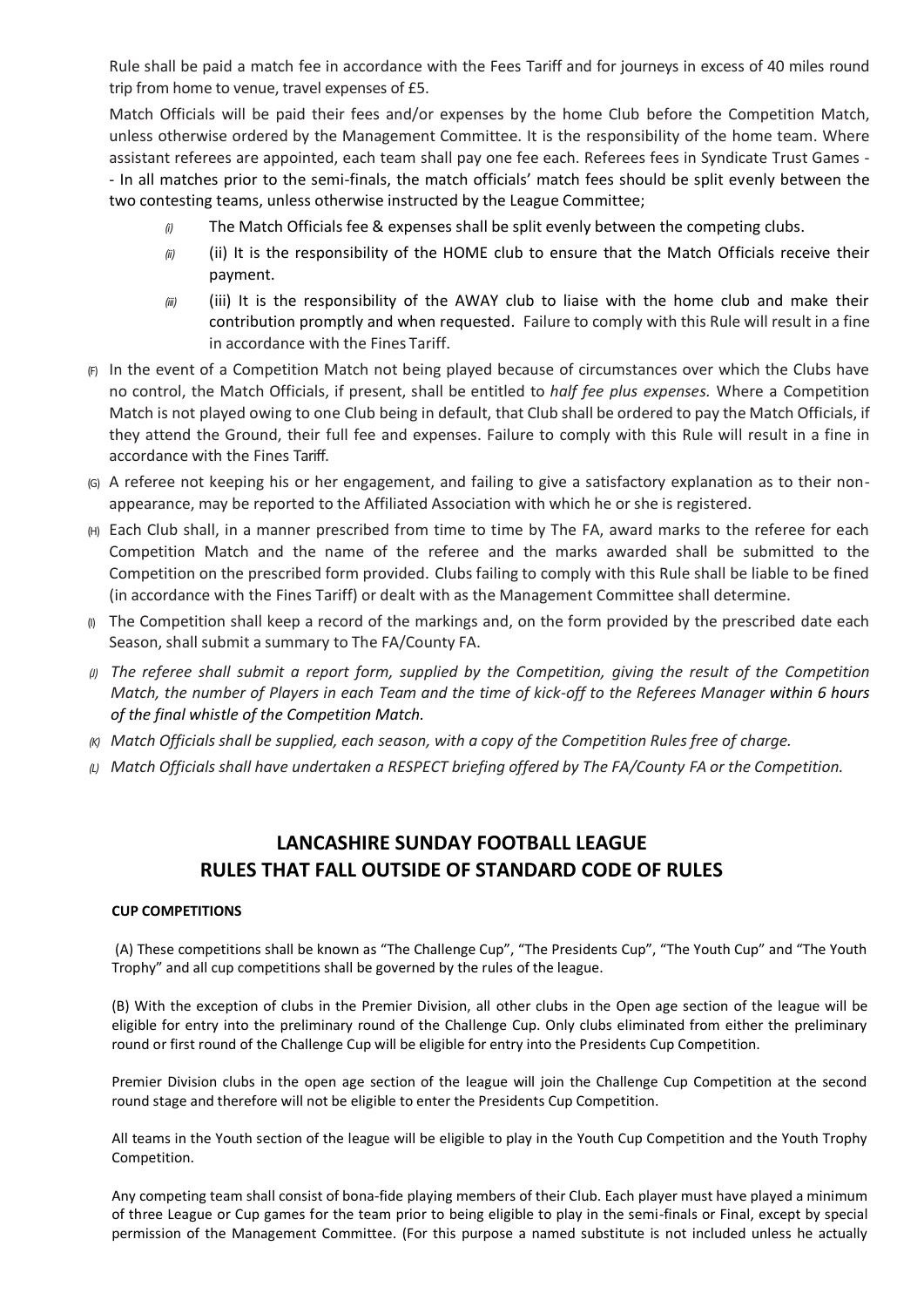Rule shall be paid a match fee in accordance with the Fees Tariff and for journeys in excess of 40 miles round trip from home to venue, travel expenses of £5.

Match Officials will be paid their fees and/or expenses by the home Club before the Competition Match, unless otherwise ordered by the Management Committee. It is the responsibility of the home team. Where assistant referees are appointed, each team shall pay one fee each. Referees fees in Syndicate Trust Games - - In all matches prior to the semi-finals, the match officials' match fees should be split evenly between the two contesting teams, unless otherwise instructed by the League Committee;

- *(i)* The Match Officials fee & expenses shall be split evenly between the competing clubs.
- *(ii)* (ii) It is the responsibility of the HOME club to ensure that the Match Officials receive their payment.
- *(iii)* (iii) It is the responsibility of the AWAY club to liaise with the home club and make their contribution promptly and when requested. Failure to comply with this Rule will result in a fine in accordance with the Fines Tariff.

(F) In the event of a Competition Match not being played because of circumstances over which the Clubs have no control, the Match Officials, if present, shall be entitled to *half fee plus expenses.* Where a Competition Match is not played owing to one Club being in default, that Club shall be ordered to pay the Match Officials, if they attend the Ground, their full fee and expenses. Failure to comply with this Rule will result in a fine in accordance with the Fines Tariff.

(G) A referee not keeping his or her engagement, and failing to give a satisfactory explanation as to their non-appearance, may be reported to the Affiliated Association with which he or she is registered.

(H) Each Club shall, in a manner prescribed from time to time by The FA, award marks to the referee for each Competition Match and the name of the referee and the marks awarded shall be submitted to the Competition on the prescribed form provided. Clubs failing to comply with this Rule shall be liable to be fined (in accordance with the Fines Tariff) or dealt with as the Management Committee shall determine.

(I) The Competition shall keep a record of the markings and, on the form provided by the prescribed date each Season, shall submit a summary to The FA/County FA.

*(J) The referee shall submit a report form, supplied by the Competition, giving the result of the Competition Match, the number of Players in each Team and the time of kick-off to the Referees Manager within 6 hours of the final whistle of the Competition Match.*

*(K) Match Officials shall be supplied, each season, with a copy of the Competition Rules free of charge.*

*(L) Match Officials shall have undertaken a RESPECT briefing offered by The FA/County FA or the Competition.*

## LANCASHIRE SUNDAY FOOTBALL LEAGUE
## RULES THAT FALL OUTSIDE OF STANDARD CODE OF RULES

**CUP COMPETITIONS**

(A) These competitions shall be known as "The Challenge Cup", "The Presidents Cup", "The Youth Cup" and "The Youth Trophy" and all cup competitions shall be governed by the rules of the league.

(B) With the exception of clubs in the Premier Division, all other clubs in the Open age section of the league will be eligible for entry into the preliminary round of the Challenge Cup. Only clubs eliminated from either the preliminary round or first round of the Challenge Cup will be eligible for entry into the Presidents Cup Competition.

Premier Division clubs in the open age section of the league will join the Challenge Cup Competition at the second round stage and therefore will not be eligible to enter the Presidents Cup Competition.

All teams in the Youth section of the league will be eligible to play in the Youth Cup Competition and the Youth Trophy Competition.

Any competing team shall consist of bona-fide playing members of their Club. Each player must have played a minimum of three League or Cup games for the team prior to being eligible to play in the semi-finals or Final, except by special permission of the Management Committee. (For this purpose a named substitute is not included unless he actually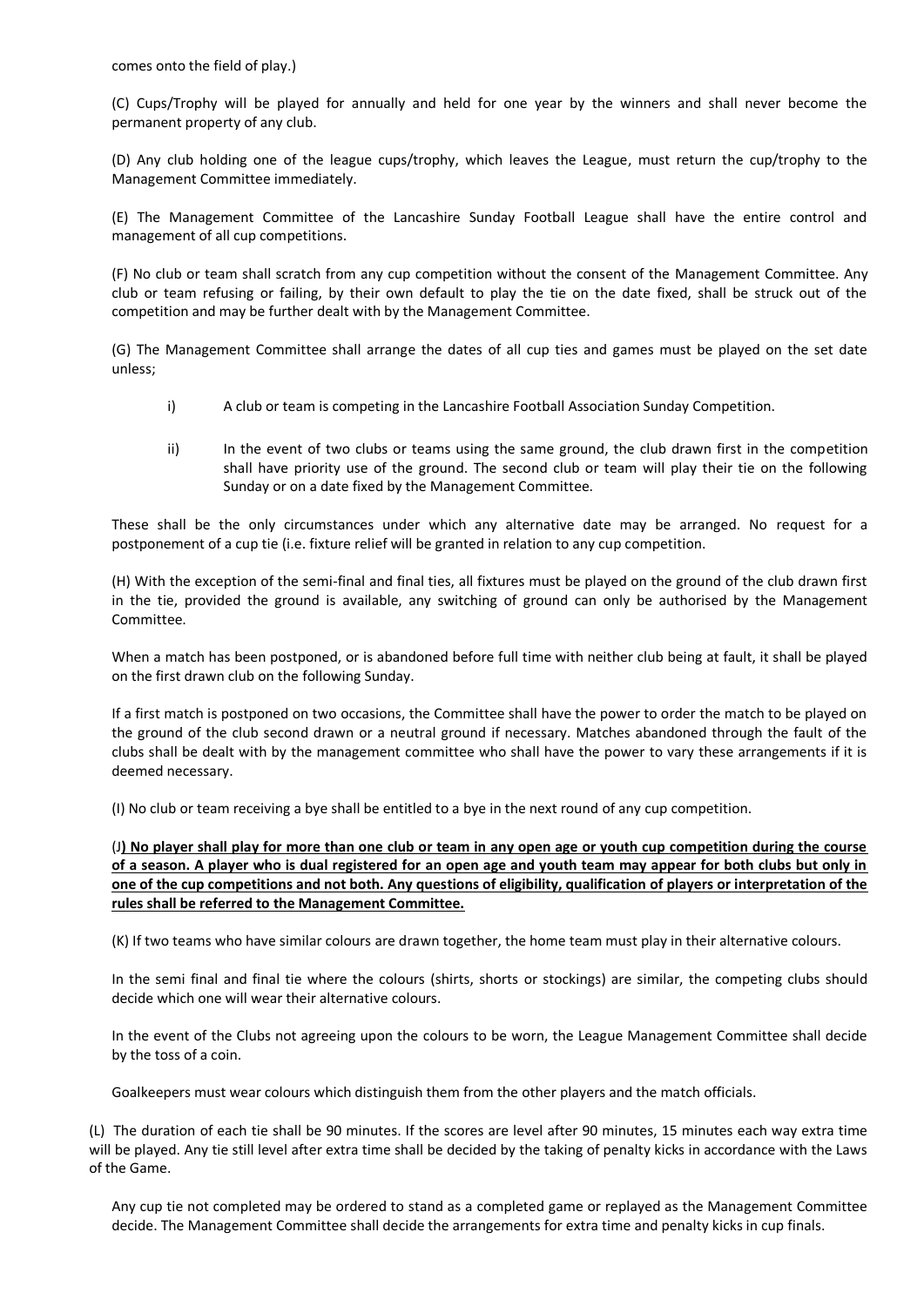comes onto the field of play.)

(C) Cups/Trophy will be played for annually and held for one year by the winners and shall never become the permanent property of any club.

(D) Any club holding one of the league cups/trophy, which leaves the League, must return the cup/trophy to the Management Committee immediately.

(E) The Management Committee of the Lancashire Sunday Football League shall have the entire control and management of all cup competitions.

(F) No club or team shall scratch from any cup competition without the consent of the Management Committee. Any club or team refusing or failing, by their own default to play the tie on the date fixed, shall be struck out of the competition and may be further dealt with by the Management Committee.

(G) The Management Committee shall arrange the dates of all cup ties and games must be played on the set date unless;

- i) A club or team is competing in the Lancashire Football Association Sunday Competition.
- ii) In the event of two clubs or teams using the same ground, the club drawn first in the competition shall have priority use of the ground. The second club or team will play their tie on the following Sunday or on a date fixed by the Management Committee.

These shall be the only circumstances under which any alternative date may be arranged. No request for a postponement of a cup tie (i.e. fixture relief will be granted in relation to any cup competition.

(H) With the exception of the semi-final and final ties, all fixtures must be played on the ground of the club drawn first in the tie, provided the ground is available, any switching of ground can only be authorised by the Management Committee.

When a match has been postponed, or is abandoned before full time with neither club being at fault, it shall be played on the first drawn club on the following Sunday.

If a first match is postponed on two occasions, the Committee shall have the power to order the match to be played on the ground of the club second drawn or a neutral ground if necessary. Matches abandoned through the fault of the clubs shall be dealt with by the management committee who shall have the power to vary these arrangements if it is deemed necessary.

(I) No club or team receiving a bye shall be entitled to a bye in the next round of any cup competition.

(J**) No player shall play for more than one club or team in any open age or youth cup competition during the course of a season. A player who is dual registered for an open age and youth team may appear for both clubs but only in one of the cup competitions and not both. Any questions of eligibility, qualification of players or interpretation of the rules shall be referred to the Management Committee.**

(K) If two teams who have similar colours are drawn together, the home team must play in their alternative colours.

In the semi final and final tie where the colours (shirts, shorts or stockings) are similar, the competing clubs should decide which one will wear their alternative colours.

In the event of the Clubs not agreeing upon the colours to be worn, the League Management Committee shall decide by the toss of a coin.

Goalkeepers must wear colours which distinguish them from the other players and the match officials.

(L) The duration of each tie shall be 90 minutes. If the scores are level after 90 minutes, 15 minutes each way extra time will be played. Any tie still level after extra time shall be decided by the taking of penalty kicks in accordance with the Laws of the Game.

Any cup tie not completed may be ordered to stand as a completed game or replayed as the Management Committee decide. The Management Committee shall decide the arrangements for extra time and penalty kicks in cup finals.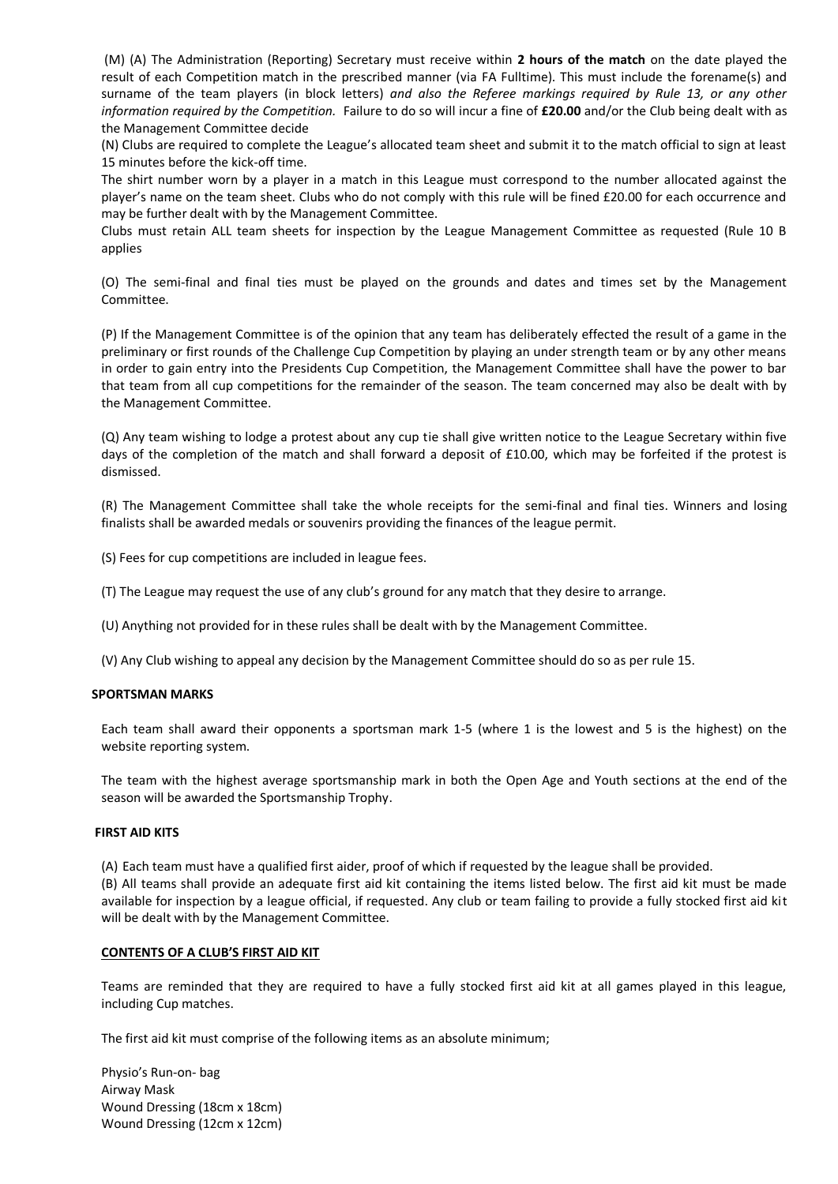(M) (A) The Administration (Reporting) Secretary must receive within **2 hours of the match** on the date played the result of each Competition match in the prescribed manner (via FA Fulltime). This must include the forename(s) and surname of the team players (in block letters) *and also the Referee markings required by Rule 13, or any other information required by the Competition.* Failure to do so will incur a fine of **£20.00** and/or the Club being dealt with as the Management Committee decide

(N) Clubs are required to complete the League's allocated team sheet and submit it to the match official to sign at least 15 minutes before the kick-off time.

The shirt number worn by a player in a match in this League must correspond to the number allocated against the player's name on the team sheet. Clubs who do not comply with this rule will be fined £20.00 for each occurrence and may be further dealt with by the Management Committee.

Clubs must retain ALL team sheets for inspection by the League Management Committee as requested (Rule 10 B applies

(O) The semi-final and final ties must be played on the grounds and dates and times set by the Management Committee.

(P) If the Management Committee is of the opinion that any team has deliberately effected the result of a game in the preliminary or first rounds of the Challenge Cup Competition by playing an under strength team or by any other means in order to gain entry into the Presidents Cup Competition, the Management Committee shall have the power to bar that team from all cup competitions for the remainder of the season. The team concerned may also be dealt with by the Management Committee.

(Q) Any team wishing to lodge a protest about any cup tie shall give written notice to the League Secretary within five days of the completion of the match and shall forward a deposit of £10.00, which may be forfeited if the protest is dismissed.

(R) The Management Committee shall take the whole receipts for the semi-final and final ties. Winners and losing finalists shall be awarded medals or souvenirs providing the finances of the league permit.

(S) Fees for cup competitions are included in league fees.

(T) The League may request the use of any club's ground for any match that they desire to arrange.

(U) Anything not provided for in these rules shall be dealt with by the Management Committee.

(V) Any Club wishing to appeal any decision by the Management Committee should do so as per rule 15.

**SPORTSMAN MARKS**

Each team shall award their opponents a sportsman mark 1-5 (where 1 is the lowest and 5 is the highest) on the website reporting system.

The team with the highest average sportsmanship mark in both the Open Age and Youth sections at the end of the season will be awarded the Sportsmanship Trophy.

**FIRST AID KITS**

(A) Each team must have a qualified first aider, proof of which if requested by the league shall be provided.

(B) All teams shall provide an adequate first aid kit containing the items listed below. The first aid kit must be made available for inspection by a league official, if requested. Any club or team failing to provide a fully stocked first aid kit will be dealt with by the Management Committee.

**CONTENTS OF A CLUB'S FIRST AID KIT**

Teams are reminded that they are required to have a fully stocked first aid kit at all games played in this league, including Cup matches.

The first aid kit must comprise of the following items as an absolute minimum;

Physio's Run-on- bag
Airway Mask
Wound Dressing (18cm x 18cm)
Wound Dressing (12cm x 12cm)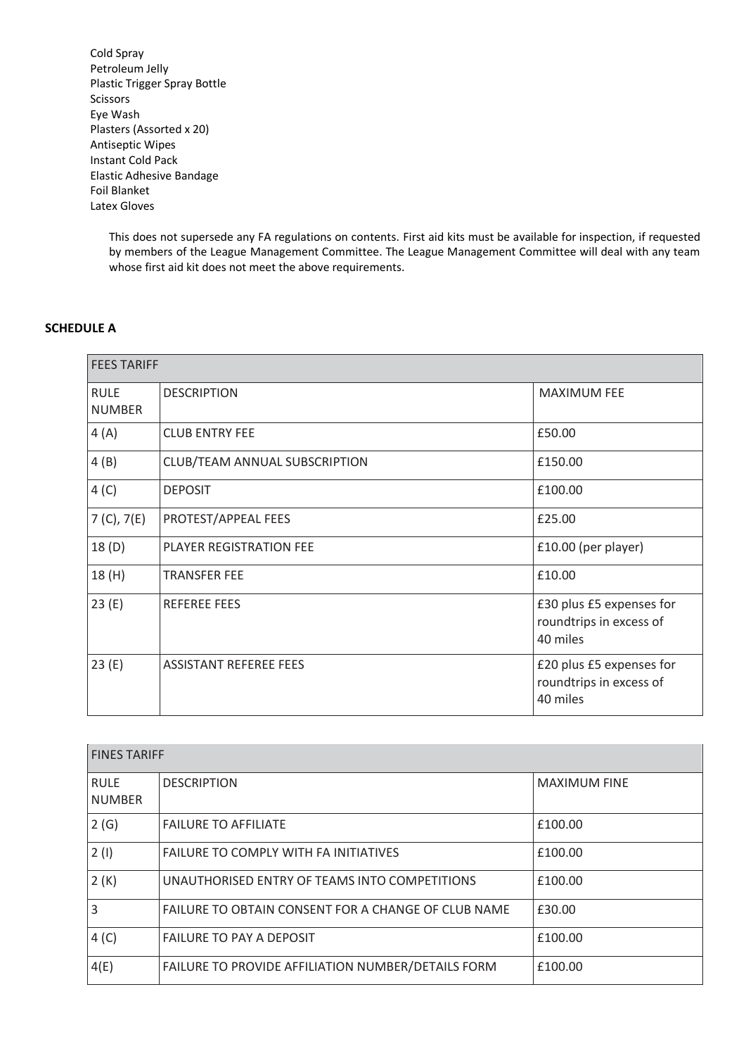Cold Spray
Petroleum Jelly
Plastic Trigger Spray Bottle
Scissors
Eye Wash
Plasters (Assorted x 20)
Antiseptic Wipes
Instant Cold Pack
Elastic Adhesive Bandage
Foil Blanket
Latex Gloves

This does not supersede any FA regulations on contents. First aid kits must be available for inspection, if requested by members of the League Management Committee. The League Management Committee will deal with any team whose first aid kit does not meet the above requirements.

**SCHEDULE A**

| FEES TARIFF | | |
|---|---|---|
| RULE NUMBER | DESCRIPTION | MAXIMUM FEE |
| 4 (A) | CLUB ENTRY FEE | £50.00 |
| 4 (B) | CLUB/TEAM ANNUAL SUBSCRIPTION | £150.00 |
| 4 (C) | DEPOSIT | £100.00 |
| 7 (C), 7(E) | PROTEST/APPEAL FEES | £25.00 |
| 18 (D) | PLAYER REGISTRATION FEE | £10.00 (per player) |
| 18 (H) | TRANSFER FEE | £10.00 |
| 23 (E) | REFEREE FEES | £30 plus £5 expenses for roundtrips in excess of 40 miles |
| 23 (E) | ASSISTANT REFEREE FEES | £20 plus £5 expenses for roundtrips in excess of 40 miles |

| FINES TARIFF | | |
|---|---|---|
| RULE NUMBER | DESCRIPTION | MAXIMUM FINE |
| 2 (G) | FAILURE TO AFFILIATE | £100.00 |
| 2 (I) | FAILURE TO COMPLY WITH FA INITIATIVES | £100.00 |
| 2 (K) | UNAUTHORISED ENTRY OF TEAMS INTO COMPETITIONS | £100.00 |
| 3 | FAILURE TO OBTAIN CONSENT FOR A CHANGE OF CLUB NAME | £30.00 |
| 4 (C) | FAILURE TO PAY A DEPOSIT | £100.00 |
| 4(E) | FAILURE TO PROVIDE AFFILIATION NUMBER/DETAILS FORM | £100.00 |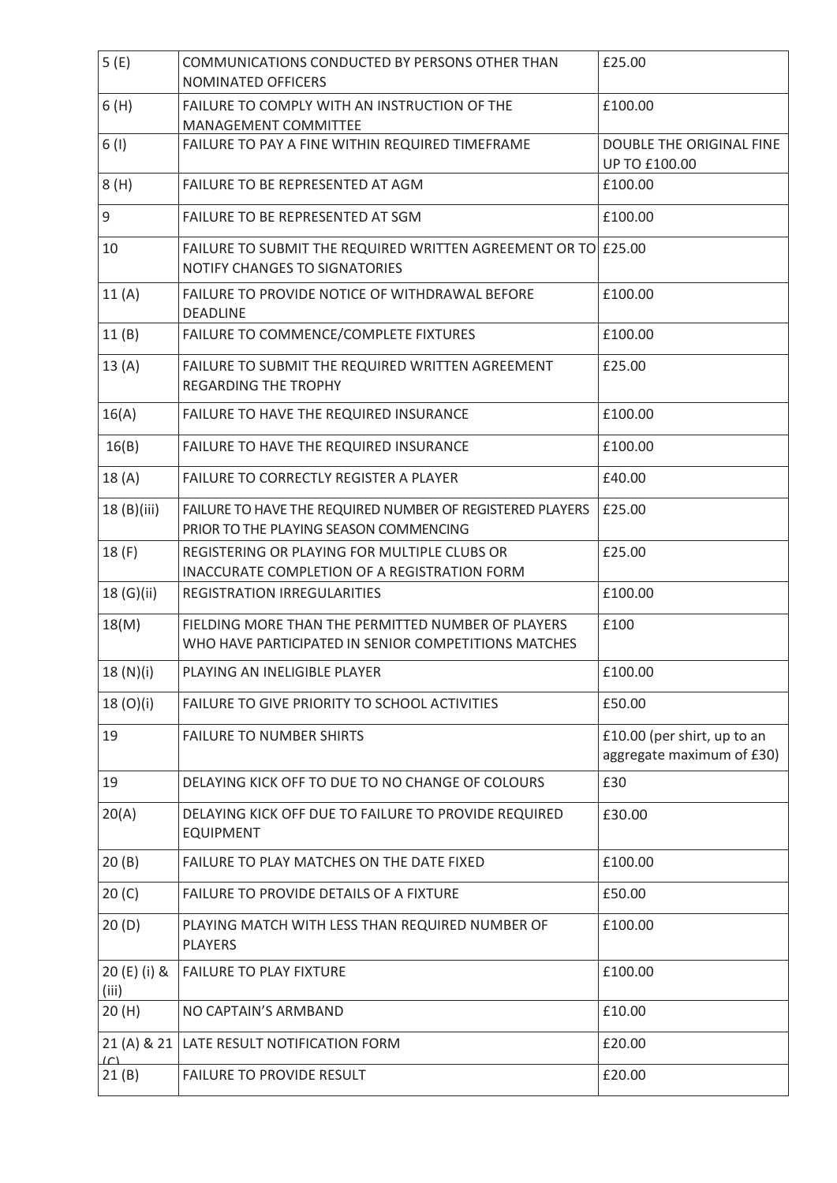| 5 (E) | COMMUNICATIONS CONDUCTED BY PERSONS OTHER THAN NOMINATED OFFICERS | £25.00 |
|---|---|---|
| 6 (H) | FAILURE TO COMPLY WITH AN INSTRUCTION OF THE MANAGEMENT COMMITTEE | £100.00 |
| 6 (I) | FAILURE TO PAY A FINE WITHIN REQUIRED TIMEFRAME | DOUBLE THE ORIGINAL FINE UP TO £100.00 |
| 8 (H) | FAILURE TO BE REPRESENTED AT AGM | £100.00 |
| 9 | FAILURE TO BE REPRESENTED AT SGM | £100.00 |
| 10 | FAILURE TO SUBMIT THE REQUIRED WRITTEN AGREEMENT OR TO NOTIFY CHANGES TO SIGNATORIES | £25.00 |
| 11 (A) | FAILURE TO PROVIDE NOTICE OF WITHDRAWAL BEFORE DEADLINE | £100.00 |
| 11 (B) | FAILURE TO COMMENCE/COMPLETE FIXTURES | £100.00 |
| 13 (A) | FAILURE TO SUBMIT THE REQUIRED WRITTEN AGREEMENT REGARDING THE TROPHY | £25.00 |
| 16(A) | FAILURE TO HAVE THE REQUIRED INSURANCE | £100.00 |
| 16(B) | FAILURE TO HAVE THE REQUIRED INSURANCE | £100.00 |
| 18 (A) | FAILURE TO CORRECTLY REGISTER A PLAYER | £40.00 |
| 18 (B)(iii) | FAILURE TO HAVE THE REQUIRED NUMBER OF REGISTERED PLAYERS PRIOR TO THE PLAYING SEASON COMMENCING | £25.00 |
| 18 (F) | REGISTERING OR PLAYING FOR MULTIPLE CLUBS OR INACCURATE COMPLETION OF A REGISTRATION FORM | £25.00 |
| 18 (G)(ii) | REGISTRATION IRREGULARITIES | £100.00 |
| 18(M) | FIELDING MORE THAN THE PERMITTED NUMBER OF PLAYERS WHO HAVE PARTICIPATED IN SENIOR COMPETITIONS MATCHES | £100 |
| 18 (N)(i) | PLAYING AN INELIGIBLE PLAYER | £100.00 |
| 18 (O)(i) | FAILURE TO GIVE PRIORITY TO SCHOOL ACTIVITIES | £50.00 |
| 19 | FAILURE TO NUMBER SHIRTS | £10.00 (per shirt, up to an aggregate maximum of £30) |
| 19 | DELAYING KICK OFF TO DUE TO NO CHANGE OF COLOURS | £30 |
| 20(A) | DELAYING KICK OFF DUE TO FAILURE TO PROVIDE REQUIRED EQUIPMENT | £30.00 |
| 20 (B) | FAILURE TO PLAY MATCHES ON THE DATE FIXED | £100.00 |
| 20 (C) | FAILURE TO PROVIDE DETAILS OF A FIXTURE | £50.00 |
| 20 (D) | PLAYING MATCH WITH LESS THAN REQUIRED NUMBER OF PLAYERS | £100.00 |
| 20 (E) (i) & (iii) | FAILURE TO PLAY FIXTURE | £100.00 |
| 20 (H) | NO CAPTAIN'S ARMBAND | £10.00 |
| 21 (A) & 21 (C) | LATE RESULT NOTIFICATION FORM | £20.00 |
| 21 (B) | FAILURE TO PROVIDE RESULT | £20.00 |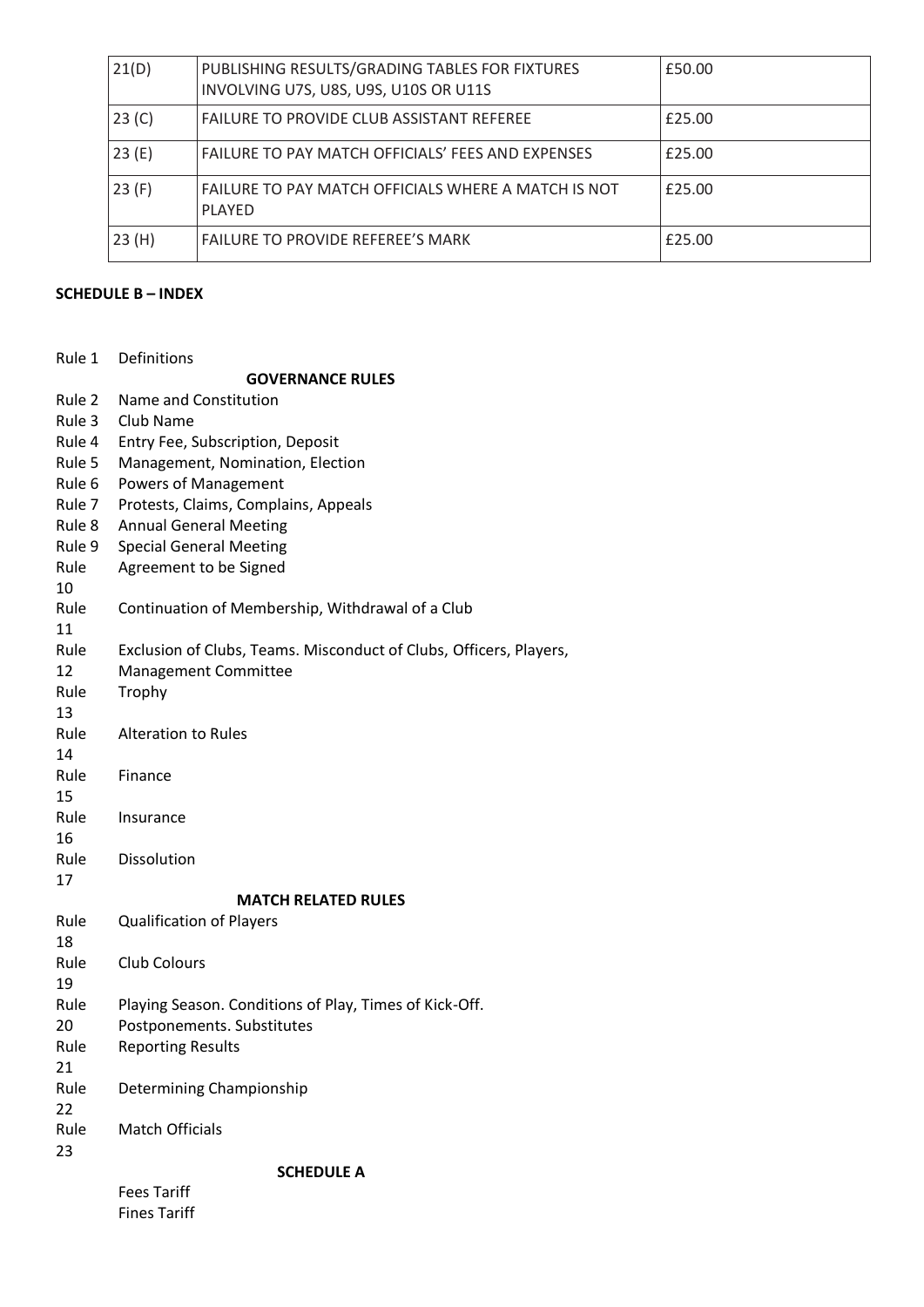| | | |
|---|---|---|
| 21(D) | PUBLISHING RESULTS/GRADING TABLES FOR FIXTURES INVOLVING U7S, U8S, U9S, U10S OR U11S | £50.00 |
| 23 (C) | FAILURE TO PROVIDE CLUB ASSISTANT REFEREE | £25.00 |
| 23 (E) | FAILURE TO PAY MATCH OFFICIALS' FEES AND EXPENSES | £25.00 |
| 23 (F) | FAILURE TO PAY MATCH OFFICIALS WHERE A MATCH IS NOT PLAYED | £25.00 |
| 23 (H) | FAILURE TO PROVIDE REFEREE'S MARK | £25.00 |

**SCHEDULE B – INDEX**

Rule 1 Definitions

**GOVERNANCE RULES**

Rule 2 Name and Constitution
Rule 3 Club Name
Rule 4 Entry Fee, Subscription, Deposit
Rule 5 Management, Nomination, Election
Rule 6 Powers of Management
Rule 7 Protests, Claims, Complains, Appeals
Rule 8 Annual General Meeting
Rule 9 Special General Meeting
Rule 10 Agreement to be Signed
Rule 11 Continuation of Membership, Withdrawal of a Club
Rule 12 Exclusion of Clubs, Teams. Misconduct of Clubs, Officers, Players, Management Committee
Rule 13 Trophy
Rule 14 Alteration to Rules
Rule 15 Finance
Rule 16 Insurance
Rule 17 Dissolution

**MATCH RELATED RULES**

Rule 18 Qualification of Players
Rule 19 Club Colours
Rule 20 Playing Season. Conditions of Play, Times of Kick-Off. Postponements. Substitutes
Rule 21 Reporting Results
Rule 22 Determining Championship
Rule 23 Match Officials

**SCHEDULE A**

Fees Tariff
Fines Tariff